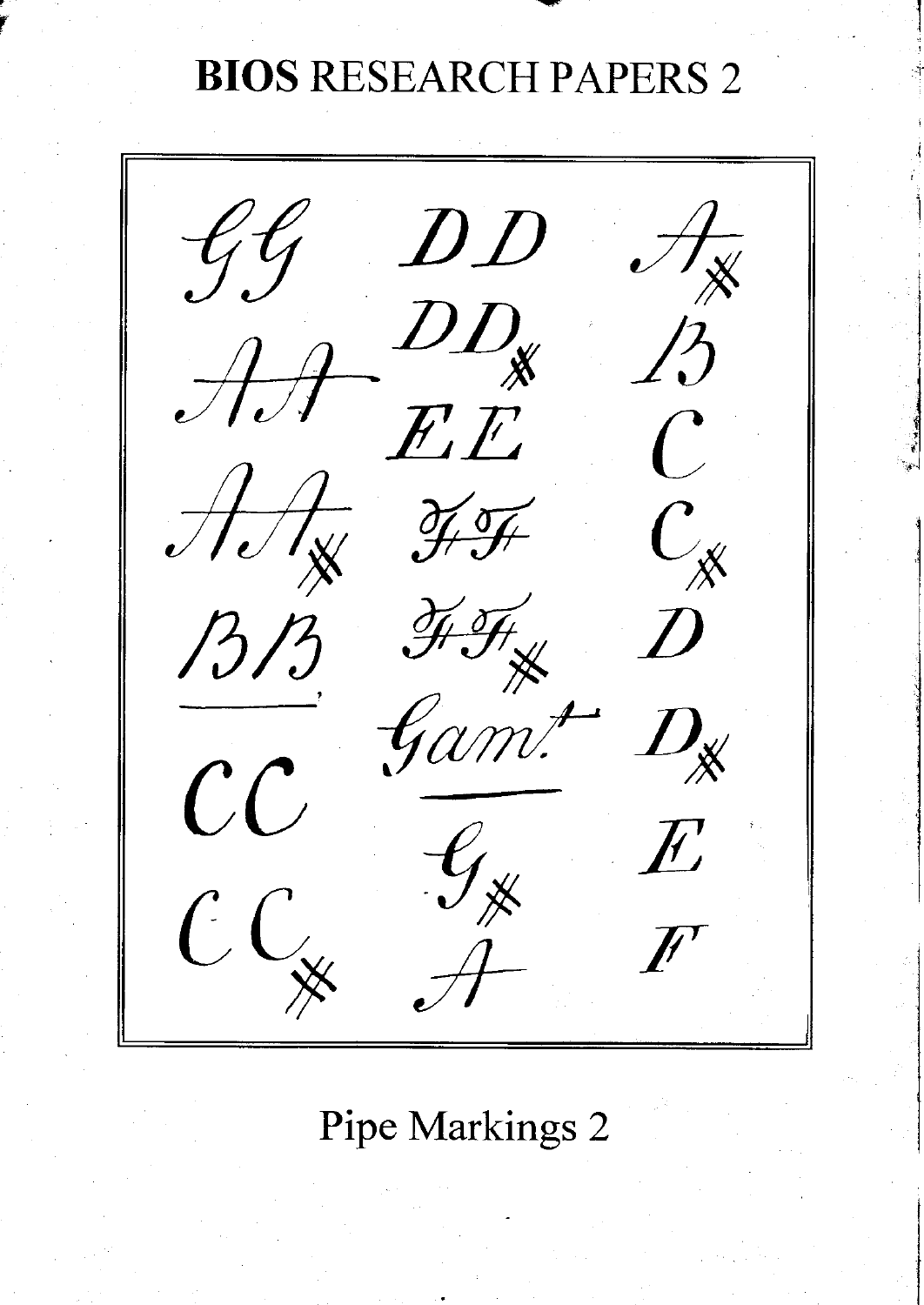# **BIOS** RESEARCH PAPERS 2

| | | |
|---|---|---|
| GG | DD | A# |
| AA | DD# | B |
| AA# | EE | C |
| BB | FF | C# |
| CC | FF# | D |
| CC# | Gamt | D# |
| | G# | E |
| | A | F |

Pipe Markings 2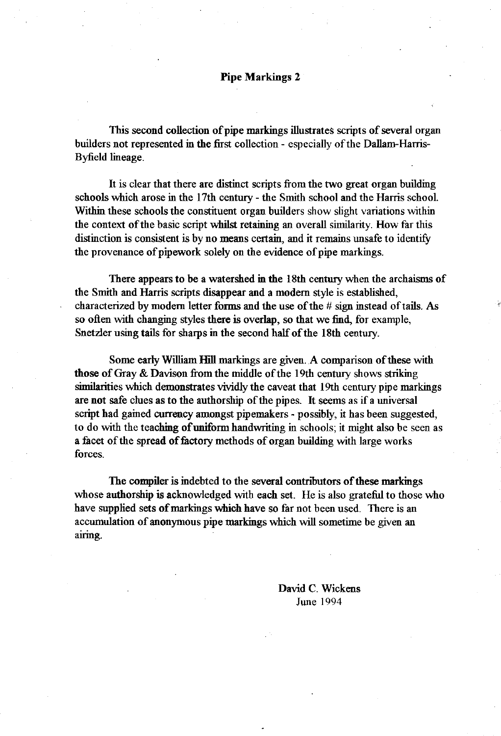# Pipe Markings 2

This second collection of pipe markings illustrates scripts of several organ builders not represented in the first collection - especially of the Dallam-Harris-Byfield lineage.

It is clear that there are distinct scripts from the two great organ building schools which arose in the 17th century - the Smith school and the Harris school. Within these schools the constituent organ builders show slight variations within the context of the basic script whilst retaining an overall similarity. How far this distinction is consistent is by no means certain, and it remains unsafe to identify the provenance of pipework solely on the evidence of pipe markings.

There appears to be a watershed in the 18th century when the archaisms of the Smith and Harris scripts disappear and a modern style is established, characterized by modern letter forms and the use of the # sign instead of tails. As so often with changing styles there is overlap, so that we find, for example, Snetzler using tails for sharps in the second half of the 18th century.

Some early William Hill markings are given. A comparison of these with those of Gray & Davison from the middle of the 19th century shows striking similarities which demonstrates vividly the caveat that 19th century pipe markings are not safe clues as to the authorship of the pipes. It seems as if a universal script had gained currency amongst pipemakers - possibly, it has been suggested, to do with the teaching of uniform handwriting in schools; it might also be seen as a facet of the spread of factory methods of organ building with large works forces.

The compiler is indebted to the several contributors of these markings whose authorship is acknowledged with each set. He is also grateful to those who have supplied sets of markings which have so far not been used. There is an accumulation of anonymous pipe markings which will sometime be given an airing.

David C. Wickens
June 1994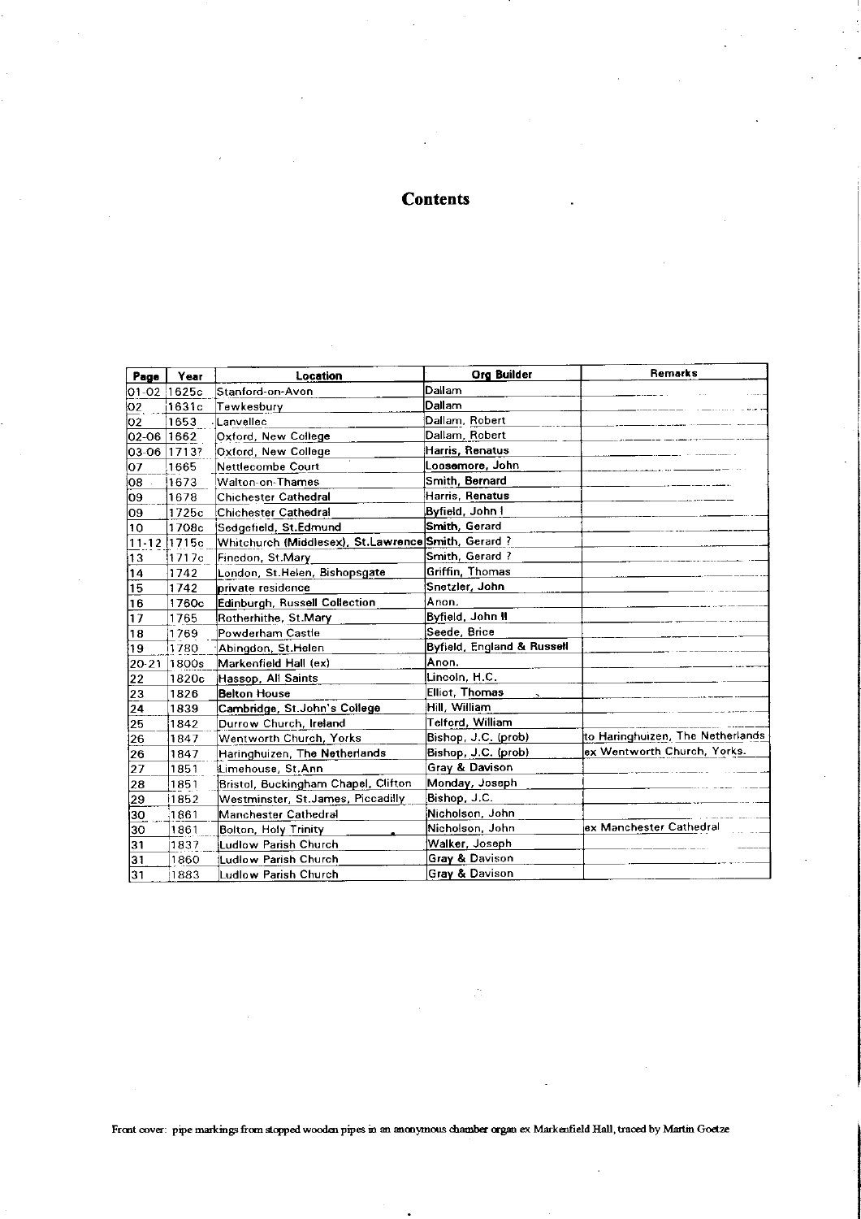# Contents

| Page | Year | Location | Org Builder | Remarks |
|---|---|---|---|---|
| 01-02 | 1625c | Stanford-on-Avon | Dallam | |
| 02 | 1631c | Tewkesbury | Dallam | |
| 02 | 1653 | Lanvellec | Dallam, Robert | |
| 02-06 | 1662 | Oxford, New College | Dallam, Robert | |
| 03-06 | 1713? | Oxford, New College | Harris, Renatus | |
| 07 | 1665 | Nettlecombe Court | Loosemore, John | |
| 08 | 1673 | Walton-on-Thames | Smith, Bernard | |
| 09 | 1678 | Chichester Cathedral | Harris, Renatus | |
| 09 | 1725c | Chichester Cathedral | Byfield, John I | |
| 10 | 1708c | Sedgefield, St.Edmund | Smith, Gerard | |
| 11-12 | 1715c | Whitchurch (Middlesex), St.Lawrence | Smith, Gerard ? | |
| 13 | 1717c | Finedon, St.Mary | Smith, Gerard ? | |
| 14 | 1742 | London, St.Helen, Bishopsgate | Griffin, Thomas | |
| 15 | 1742 | private residence | Snetzler, John | |
| 16 | 1760c | Edinburgh, Russell Collection | Anon. | |
| 17 | 1765 | Rotherhithe, St.Mary | Byfield, John II | |
| 18 | 1769 | Powderham Castle | Seede, Brice | |
| 19 | 1780 | Abingdon, St.Helen | Byfield, England & Russell | |
| 20-21 | 1800s | Markenfield Hall (ex) | Anon. | |
| 22 | 1820c | Hassop, All Saints | Lincoln, H.C. | |
| 23 | 1826 | Belton House | Elliot, Thomas | |
| 24 | 1839 | Cambridge, St.John's College | Hill, William | |
| 25 | 1842 | Durrow Church, Ireland | Telford, William | |
| 26 | 1847 | Wentworth Church, Yorks | Bishop, J.C. (prob) | to Haringhuizen, The Netherlands |
| 26 | 1847 | Haringhuizen, The Netherlands | Bishop, J.C. (prob) | ex Wentworth Church, Yorks. |
| 27 | 1851 | Limehouse, St.Ann | Gray & Davison | |
| 28 | 1851 | Bristol, Buckingham Chapel, Clifton | Monday, Joseph | |
| 29 | 1852 | Westminster, St.James, Piccadilly | Bishop, J.C. | |
| 30 | 1861 | Manchester Cathedral | Nicholson, John | |
| 30 | 1861 | Bolton, Holy Trinity | Nicholson, John | ex Manchester Cathedral |
| 31 | 1837 | Ludlow Parish Church | Walker, Joseph | |
| 31 | 1860 | Ludlow Parish Church | Gray & Davison | |
| 31 | 1883 | Ludlow Parish Church | Gray & Davison | |

Front cover: pipe markings from stopped wooden pipes in an anonymous chamber organ ex Markenfield Hall, traced by Martin Goetze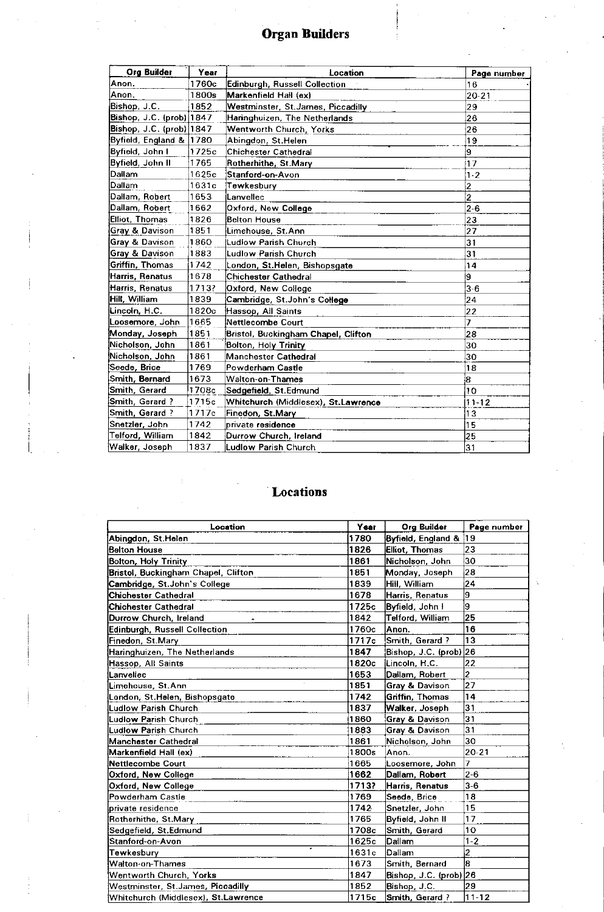## Organ Builders

| Org Builder | Year | Location | Page number |
|---|---|---|---|
| Anon. | 1760c | Edinburgh, Russell Collection | 16 |
| Anon. | 1800s | Markenfield Hall (ex) | 20-21 |
| Bishop, J.C. | 1852 | Westminster, St.James, Piccadilly | 29 |
| Bishop, J.C. (prob) | 1847 | Haringhuizen, The Netherlands | 26 |
| Bishop, J.C. (prob) | 1847 | Wentworth Church, Yorks | 26 |
| Byfield, England & | 1780 | Abingdon, St.Helen | 19 |
| Byfield, John I | 1725c | Chichester Cathedral | 9 |
| Byfield, John II | 1765 | Rotherhithe, St.Mary | 17 |
| Dallam | 1625c | Stanford-on-Avon | 1-2 |
| Dallam | 1631c | Tewkesbury | 2 |
| Dallam, Robert | 1653 | Lanvellec | 2 |
| Dallam, Robert | 1662 | Oxford, New College | 2-6 |
| Elliot, Thomas | 1826 | Belton House | 23 |
| Gray & Davison | 1851 | Limehouse, St.Ann | 27 |
| Gray & Davison | 1860 | Ludlow Parish Church | 31 |
| Gray & Davison | 1883 | Ludlow Parish Church | 31 |
| Griffin, Thomas | 1742 | London, St.Helen, Bishopsgate | 14 |
| Harris, Renatus | 1678 | Chichester Cathedral | 9 |
| Harris, Renatus | 1713? | Oxford, New College | 3-6 |
| Hill, William | 1839 | Cambridge, St.John's College | 24 |
| Lincoln, H.C. | 1820c | Hassop, All Saints | 22 |
| Loosemore, John | 1665 | Nettlecombe Court | 7 |
| Monday, Joseph | 1851 | Bristol, Buckingham Chapel, Clifton | 28 |
| Nicholson, John | 1861 | Bolton, Holy Trinity | 30 |
| Nicholson, John | 1861 | Manchester Cathedral | 30 |
| Seede, Brice | 1769 | Powderham Castle | 18 |
| Smith, Bernard | 1673 | Walton-on-Thames | 8 |
| Smith, Gerard | 1708c | Sedgefield, St.Edmund | 10 |
| Smith, Gerard ? | 1715c | Whitchurch (Middlesex), St.Lawrence | 11-12 |
| Smith, Gerard ? | 1717c | Finedon, St.Mary | 13 |
| Snetzler, John | 1742 | private residence | 15 |
| Telford, William | 1842 | Durrow Church, Ireland | 25 |
| Walker, Joseph | 1837 | Ludlow Parish Church | 31 |

## Locations

| Location | Year | Org Builder | Page number |
|---|---|---|---|
| Abingdon, St.Helen | 1780 | Byfield, England & | 19 |
| Belton House | 1826 | Elliot, Thomas | 23 |
| Bolton, Holy Trinity | 1861 | Nicholson, John | 30 |
| Bristol, Buckingham Chapel, Clifton | 1851 | Monday, Joseph | 28 |
| Cambridge, St.John's College | 1839 | Hill, William | 24 |
| Chichester Cathedral | 1678 | Harris, Renatus | 9 |
| Chichester Cathedral | 1725c | Byfield, John I | 9 |
| Durrow Church, Ireland | 1842 | Telford, William | 25 |
| Edinburgh, Russell Collection | 1760c | Anon. | 16 |
| Finedon, St.Mary | 1717c | Smith, Gerard ? | 13 |
| Haringhuizen, The Netherlands | 1847 | Bishop, J.C. (prob) | 26 |
| Hassop, All Saints | 1820c | Lincoln, H.C. | 22 |
| Lanvellec | 1653 | Dallam, Robert | 2 |
| Limehouse, St.Ann | 1851 | Gray & Davison | 27 |
| London, St.Helen, Bishopsgate | 1742 | Griffin, Thomas | 14 |
| Ludlow Parish Church | 1837 | Walker, Joseph | 31 |
| Ludlow Parish Church | 1860 | Gray & Davison | 31 |
| Ludlow Parish Church | 1883 | Gray & Davison | 31 |
| Manchester Cathedral | 1861 | Nicholson, John | 30 |
| Markenfield Hall (ex) | 1800s | Anon. | 20-21 |
| Nettlecombe Court | 1665 | Loosemore, John | 7 |
| Oxford, New College | 1662 | Dallam, Robert | 2-6 |
| Oxford, New College | 1713? | Harris, Renatus | 3-6 |
| Powderham Castle | 1769 | Seede, Brice | 18 |
| private residence | 1742 | Snetzler, John | 15 |
| Rotherhithe, St.Mary | 1765 | Byfield, John II | 17 |
| Sedgefield, St.Edmund | 1708c | Smith, Gerard | 10 |
| Stanford-on-Avon | 1625c | Dallam | 1-2 |
| Tewkesbury | 1631c | Dallam | 2 |
| Walton-on-Thames | 1673 | Smith, Bernard | 8 |
| Wentworth Church, Yorks | 1847 | Bishop, J.C. (prob) | 26 |
| Westminster, St.James, Piccadilly | 1852 | Bishop, J.C. | 29 |
| Whitchurch (Middlesex), St.Lawrence | 1715c | Smith, Gerard ? | 11-12 |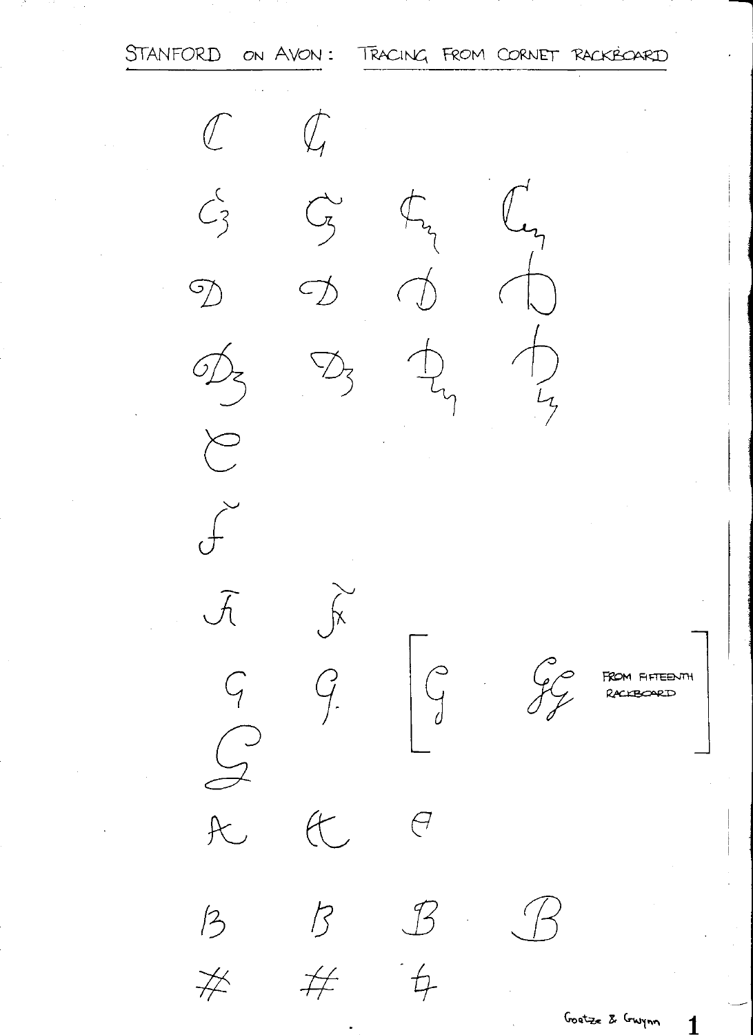# STANFORD ON AVON: TRACING FROM CORNET RACKBOARD

[FROM FIFTEENTH RACKBOARD]

Goetze & Gwynn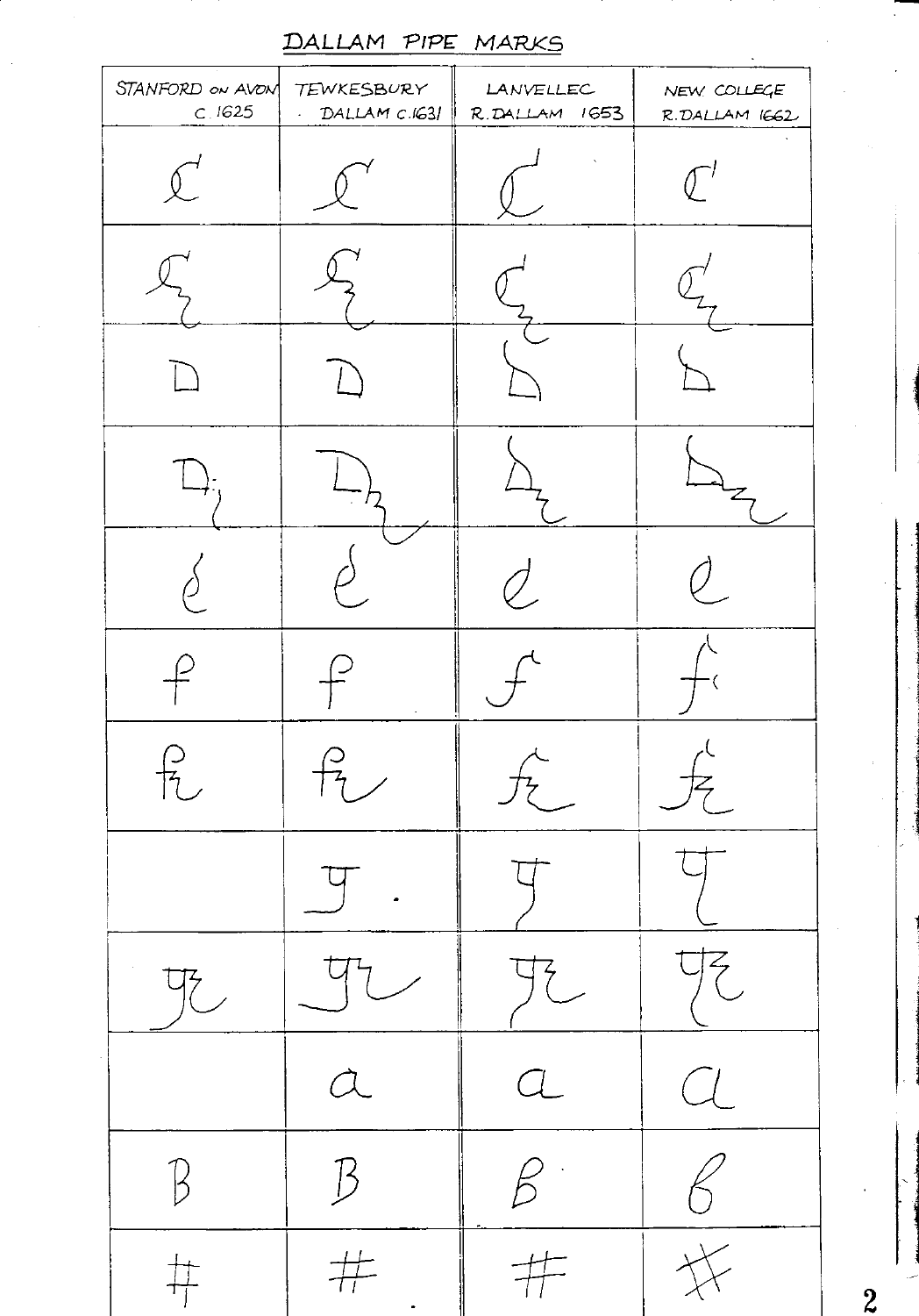## DALLAM PIPE MARKS

| STANFORD ON AVON C. 1625 | TEWKESBURY DALLAM C.1631 | LANVELLEC R. DALLAM 1653 | NEW COLLEGE R. DALLAM 1662 |
|---|---|---|---|
| C | C | C | C |
| Cz | Cz | Cz | Cz |
| D | D | D | D |
| Dz | Dz | Dz | Dz |
| e | e | e | e |
| f | f | f | f |
| fz | fz | fz | fz |
| | g | g | g |
| gz | gz | gz | gz |
| | a | a | a |
| B | B | B | B |
| # | # | # | # |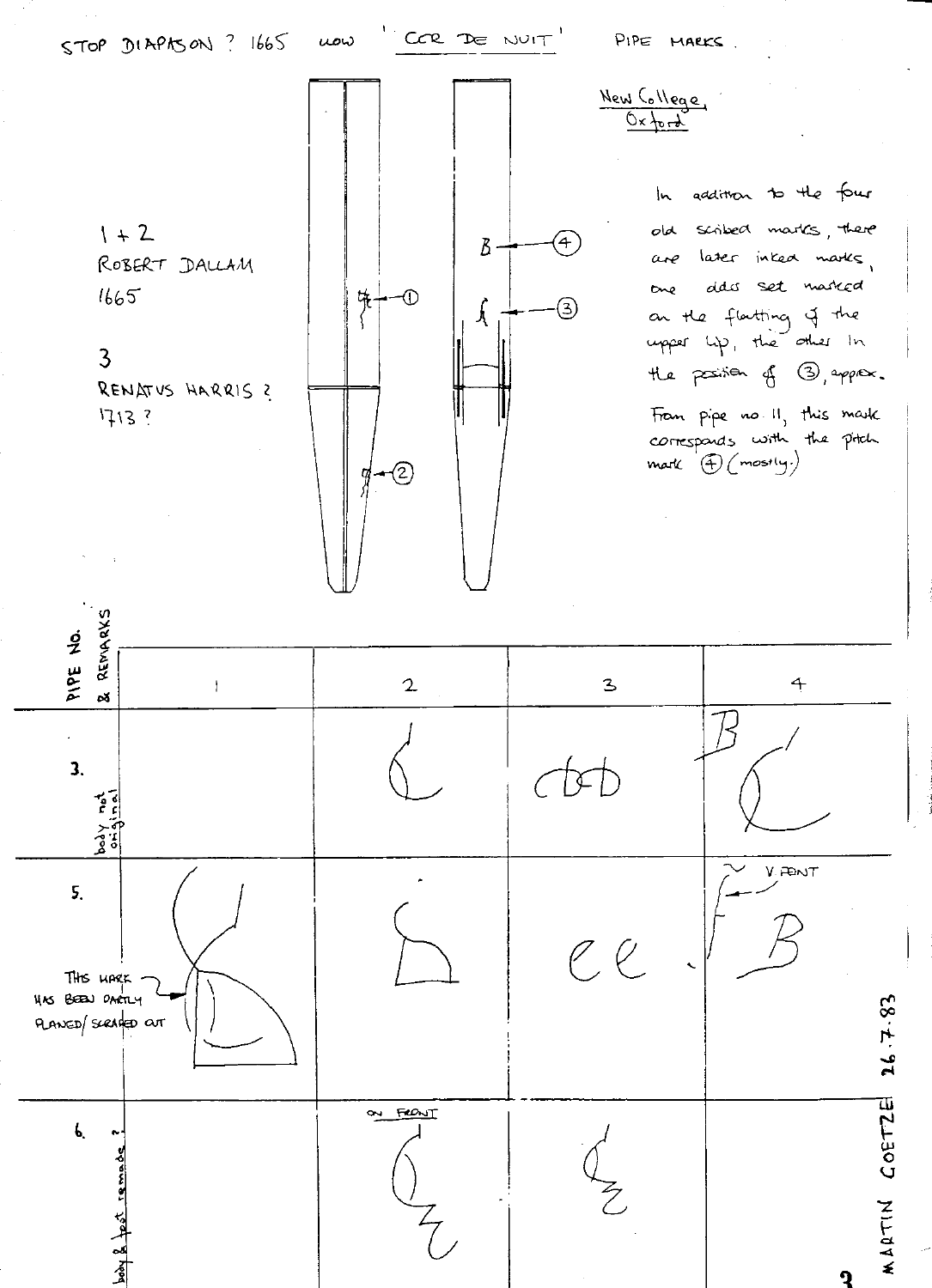STOP DIAPASON ? 1665 now 'CCR DE NUIT' PIPE MARKS

New College, Oxford

1 + 2
ROBERT DALLAM
1665

3
RENATUS HARRIS ?
1713 ?

In addition to the four old scribed marks, there are later inked marks, one odds set marked on the flatting of the upper lip, the other in the position of ③, approx.

From pipe no. 11, this mark corresponds with the pitch mark ④ (mostly.)

| PIPE No. & REMARKS | 1 | 2 | 3 | 4 |
|---|---|---|---|---|
| 3. body not original | | | | B |
| 5. | THIS MARK HAS BEEN PARTLY PLANED/SCRAPED OUT | | ee. | V FONT; B |
| 6. body & foot remade? | | ON FRONT | | |

MARTIN GOETZE 26.7.83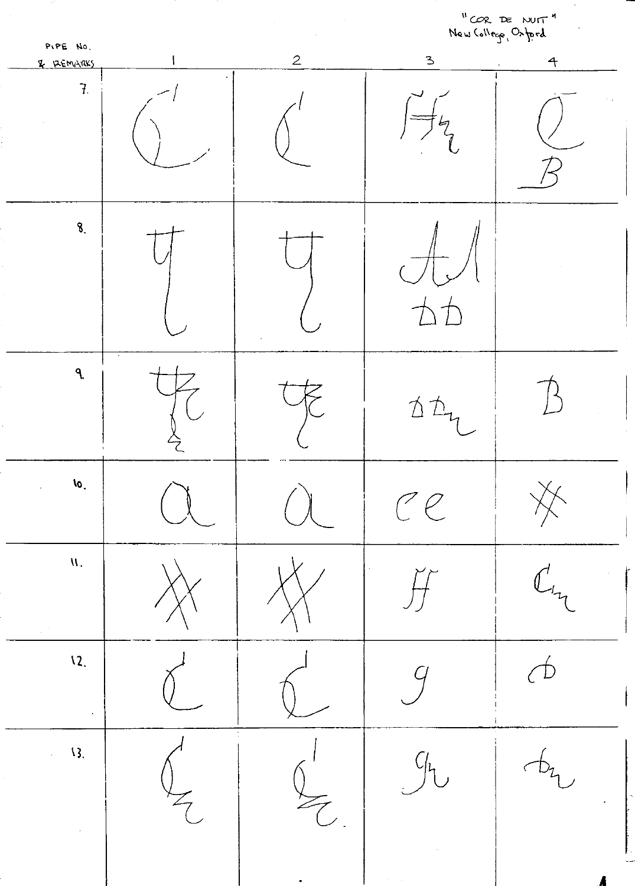"COR DE NUIT"
New College, Oxford

| PIPE NO. & REMARKS | 1 | 2 | 3 | 4 |
|---|---|---|---|---|
| 7. | | | | |
| 8. | | | | |
| 9. | | | | |
| 10. | | | | |
| 11. | | | | |
| 12. | | | | |
| 13. | | | | |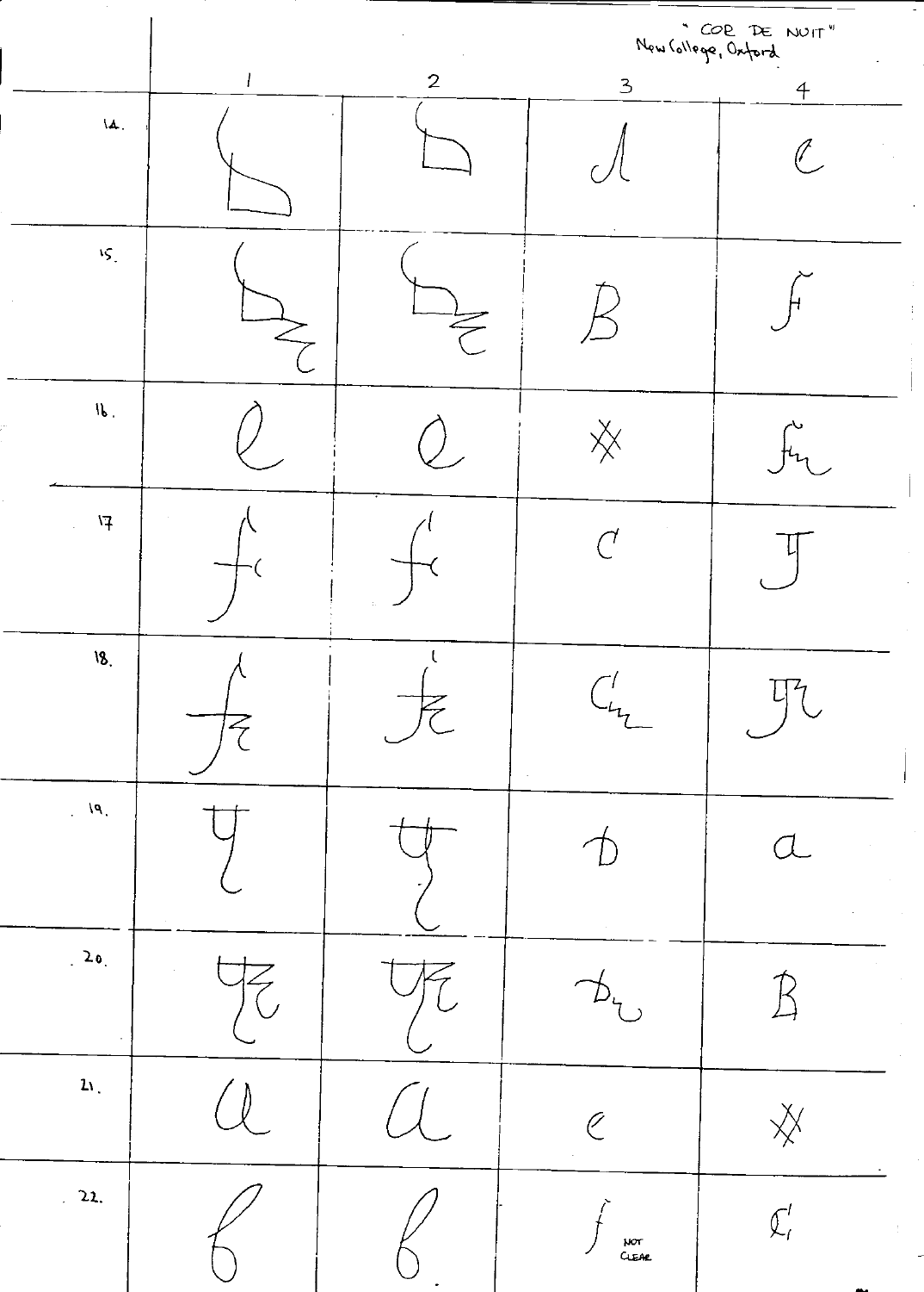"COR DE NUIT"
New College, Oxford

| | 1 | 2 | 3 | 4 |
|---|---|---|---|---|
| 14. | | | | |
| 15. | | | | |
| 16. | | | | |
| 17 | | | | |
| 18. | | | | |
| 19. | | | | |
| 20. | | | | |
| 21. | | | | |
| 22. | | | NOT CLEAR | |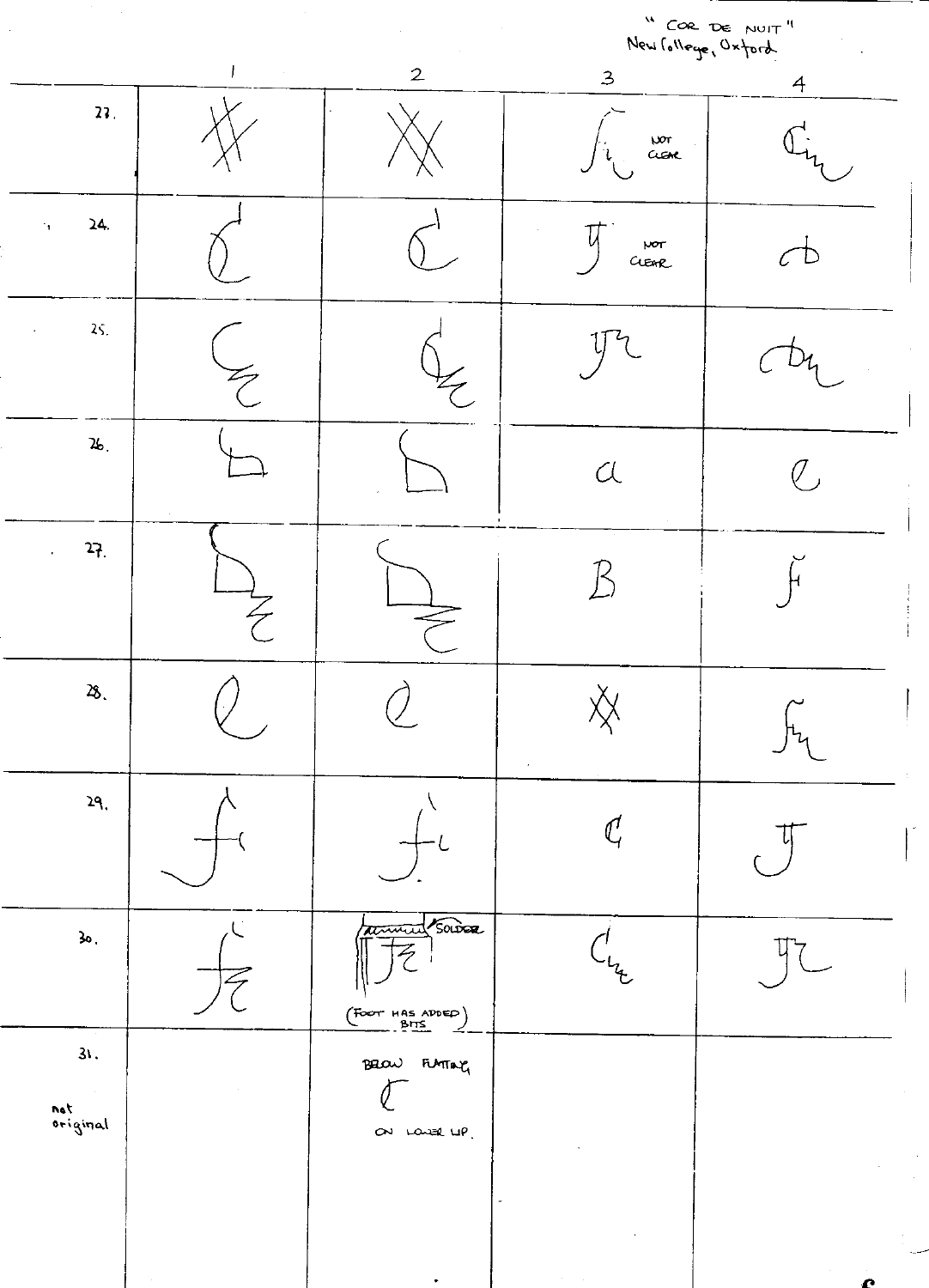"COR DE NUIT"
New College, Oxford

| | 1 | 2 | 3 | 4 |
|---|---|---|---|---|
| 23. | | | NOT CLEAR | |
| 24. | | | NOT CLEAR | |
| 25. | | | | |
| 26. | | | | |
| 27. | | | | |
| 28. | | | | |
| 29. | | | | |
| 30. | | SOLDER (FOOT HAS ADDED BITS) | | |
| 31. not original | | BELOW FLATTING ON LOWER LIP. | | |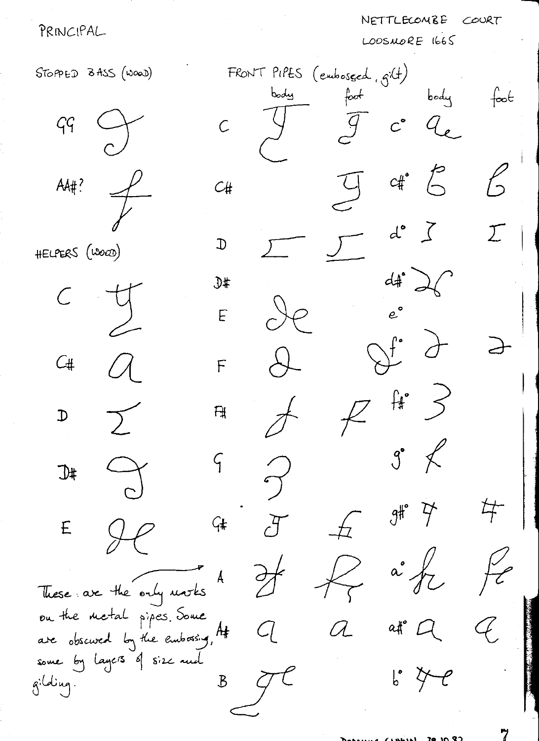PRINCIPAL

NETTLECOMBE COURT
LOOSMORE 1665

STOPPED BASS (WOOD)

| Note | Mark |
|---|---|
| GG | [mark] |
| AA#? | [mark] |

HELPERS (WOOD)

| Note | Mark |
|---|---|
| C | [mark] |
| C# | [mark] |
| D | [mark] |
| D# | [mark] |
| E | [mark] |

FRONT PIPES (embossed, gilt)

| Note | body | foot | Note | body | foot |
|---|---|---|---|---|---|
| C | [mark] | [mark] | c° | [mark] | |
| C# | | [mark] | c#° | [mark] | [mark] |
| D | [mark] | [mark] | d° | [mark] | [mark] |
| D# | | | d#° | [mark] | |
| E | [mark] | | e° | | |
| F | [mark] | | f° | [mark] | [mark] |
| F# | [mark] | [mark] | f#° | [mark] | |
| G | [mark] | | g° | [mark] | |
| G# | [mark] | [mark] | g#° | [mark] | [mark] |
| A | [mark] | [mark] | a° | [mark] | [mark] |
| A# | [mark] | [mark] | a#° | [mark] | [mark] |
| B | [mark] | | b° | [mark] | |

These are the only marks on the metal pipes. Some are obscured by the embossing, some by layers of size and gilding.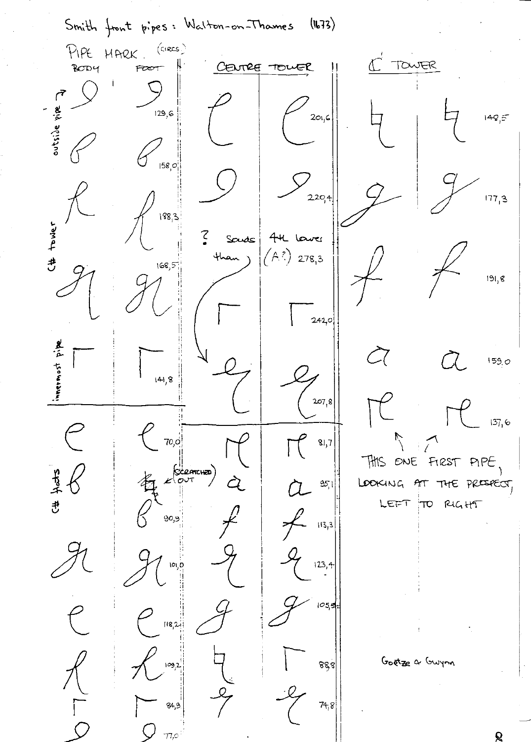Smith front pipes: Walton-on-Thames (1673)

PIPE MARK. (CIRCS.)

| BODY | FOOT | CIRCS. |
|---|---|---|
| *outside pipe →* | | |
| 9 | 9 | 129,6 |
| 6 | 6 | 158,0 |
| h | h | 188,3 |
| gr | gr | 168,5 |
| Γ | Γ | 141,8 |
| *innermost pipe* | | |

*C# tower*

| CENTRE TOWER | | |
|---|---|---|
| e | e | 201,6 |
| 9 | 9 | 220,4 |
| ? Sounds 4th lower than → | (A?) | 278,3 |
| Γ | Γ | 242,0 |
| ↓ q | q | 207,8 |
| π | π | 81,7 |
| a | a | 95,1 |
| f | f | 113,3 |
| q | q | 123,4 |
| g | g | 105,5 |
| ㄣ | Γ | 88,8 |
| q | q | 74,8 |

| C TOWER | | |
|---|---|---|
| ㄣ | ㄣ | 148,5 |
| g | g | 177,3 |
| f | f | 191,8 |
| a | a | 159,0 |
| πe | πe | 137,6 |

↑ ↑ THIS ONE FIRST PIPE, LOOKING AT THE PROSPECT, LEFT TO RIGHT

*C# flats*

| BODY | FOOT | CIRCS. |
|---|---|---|
| e | e | 70,0 |
| 6 | (SCRATCHED OUT) 6 | 90,9 |
| gr | gr | 101,0 |
| e | e | 118,2 |
| h | h | 109,2 |
| Γ | Γ | 84,9 |
| 9 | 9 | 77,0 |

Goetze & Gwynn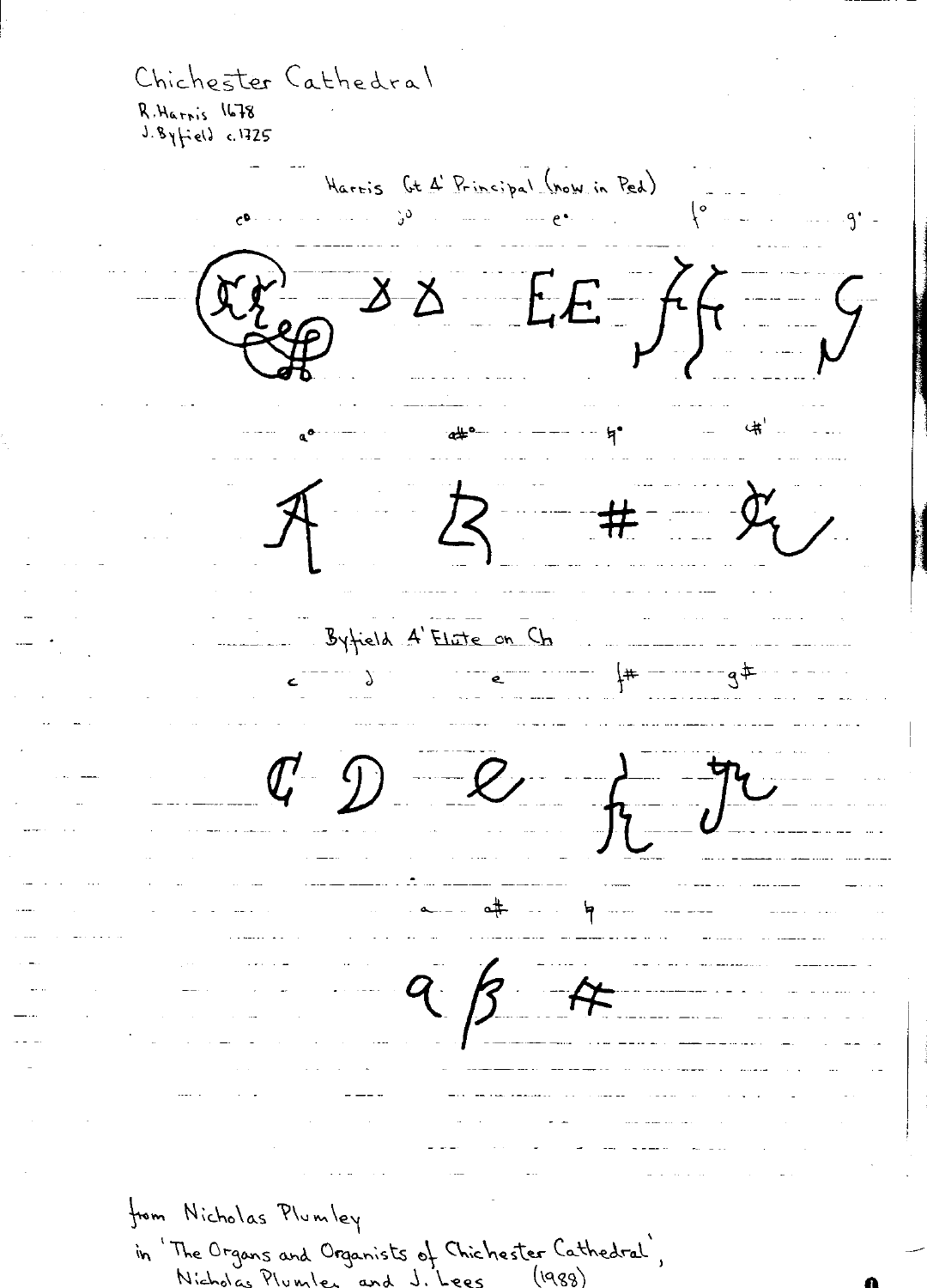Chichester Cathedral

R. Harris 1678
J. Byfield c.1725

Harris Gt 4' Principal (now in Ped)

c° d° e° f° g°

a° a#° ♮° c#'

Byfield 4' Flute on Ch

c d e f# g#

a a# ♮

from Nicholas Plumley
in 'The Organs and Organists of Chichester Cathedral',
Nicholas Plumley and J. Lees (1988)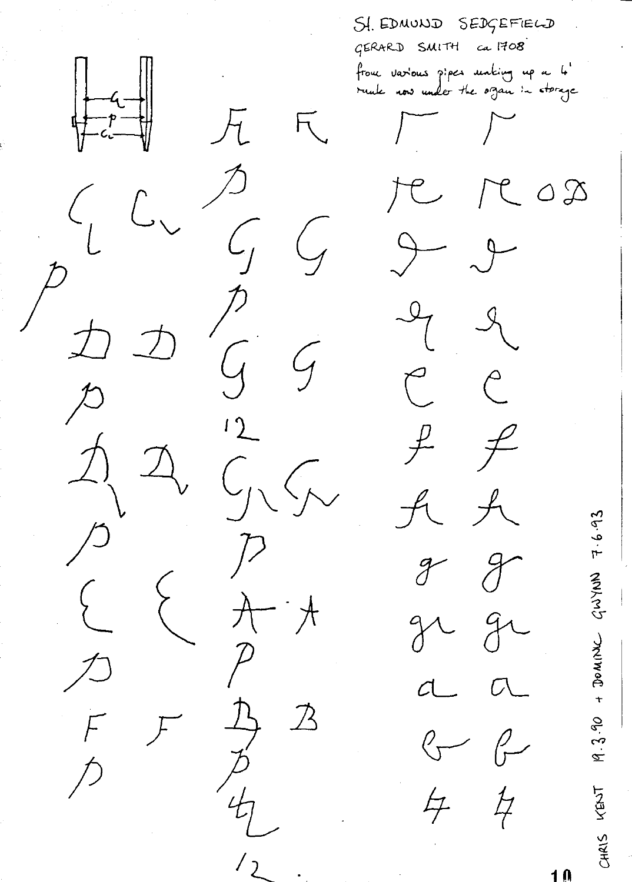St. EDMUND SEDGEFIELD

GERARD SMITH ca 1708

from various pipes making up a 4' rank now under the organ in storage

CHRIS KENT 19.3.90 + DOMINIC GWYNN 7.6.93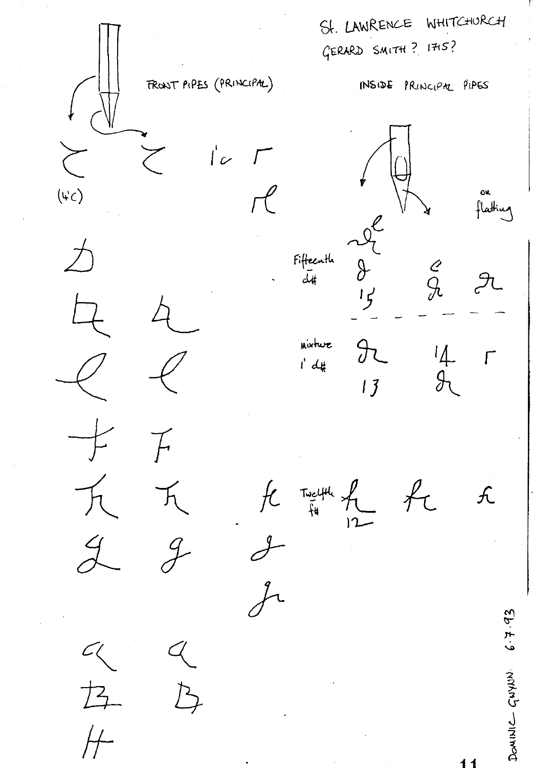St. LAWRENCE WHITCHURCH

GERARD SMITH ? 1715?

FRONT PIPES (PRINCIPAL)

(4'c)

1'c

INSIDE PRINCIPAL PIPES

on flatting

Fifteenth d#

15

mixture 1' d#

14

13

Twelfth f#

12

DOMINIC GWYNN 6.7.93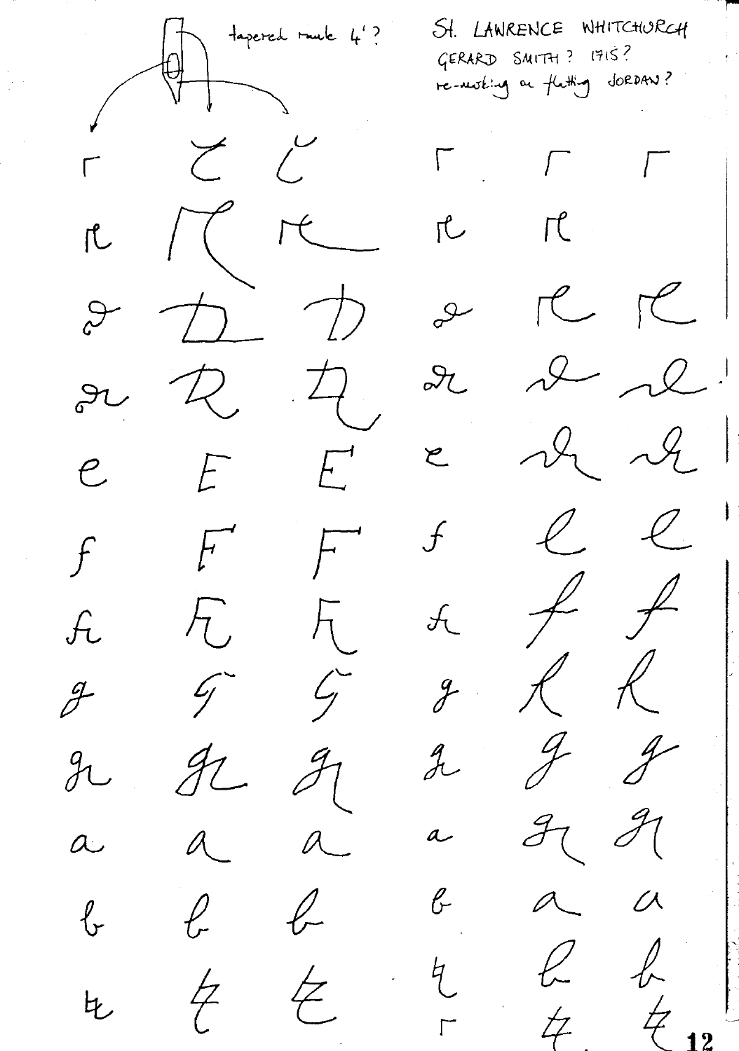tapered mark 4'?

ST. LAWRENCE WHITCHURCH
GERARD SMITH? 1715?
re-marking or flatting JORDAN?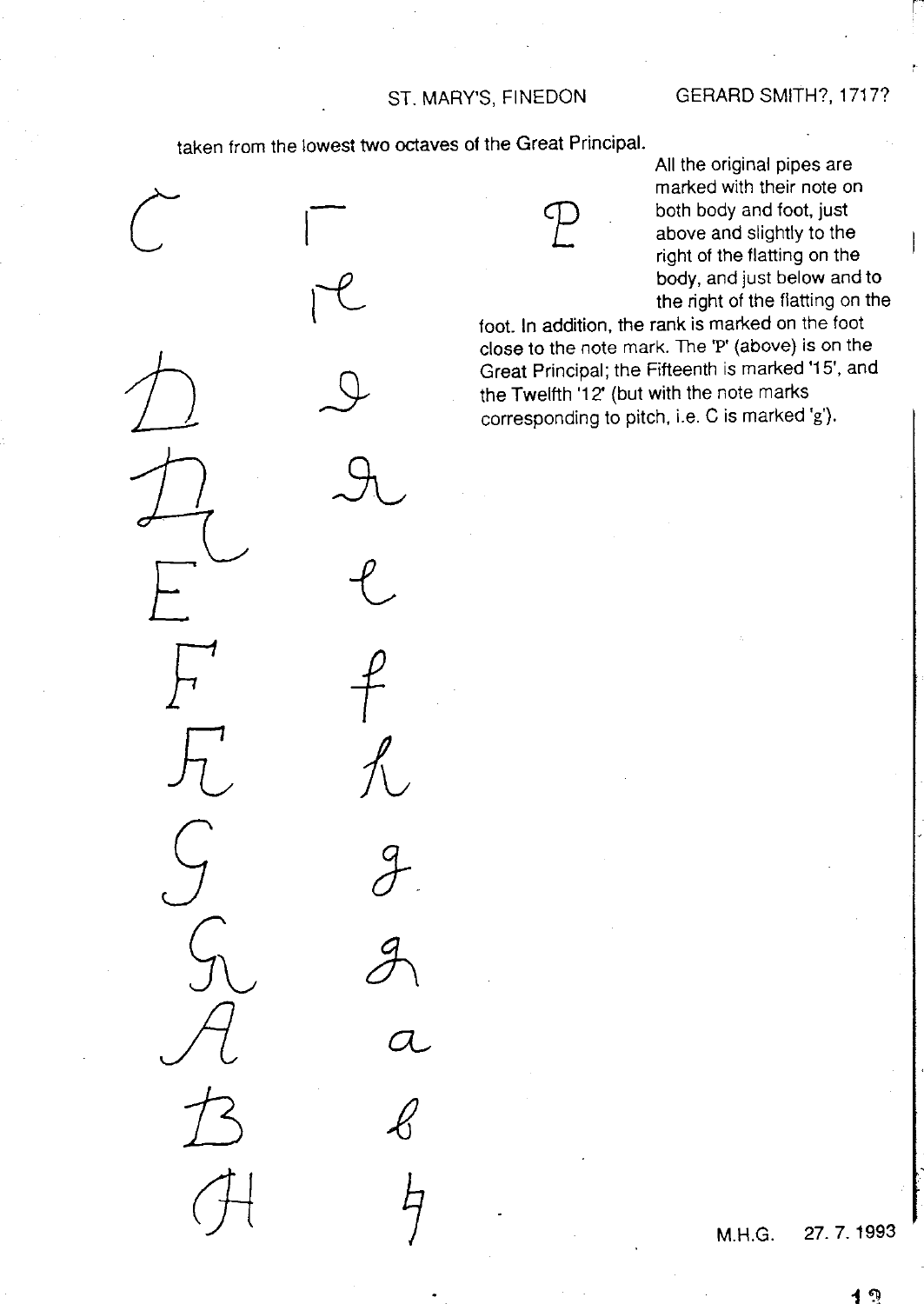taken from the lowest two octaves of the Great Principal.

All the original pipes are marked with their note on both body and foot, just above and slightly to the right of the flatting on the body, and just below and to the right of the flatting on the foot. In addition, the rank is marked on the foot close to the note mark. The 'P' (above) is on the Great Principal; the Fifteenth is marked '15', and the Twelfth '12' (but with the note marks corresponding to pitch, i.e. C is marked 'g').

M.H.G. 27. 7. 1993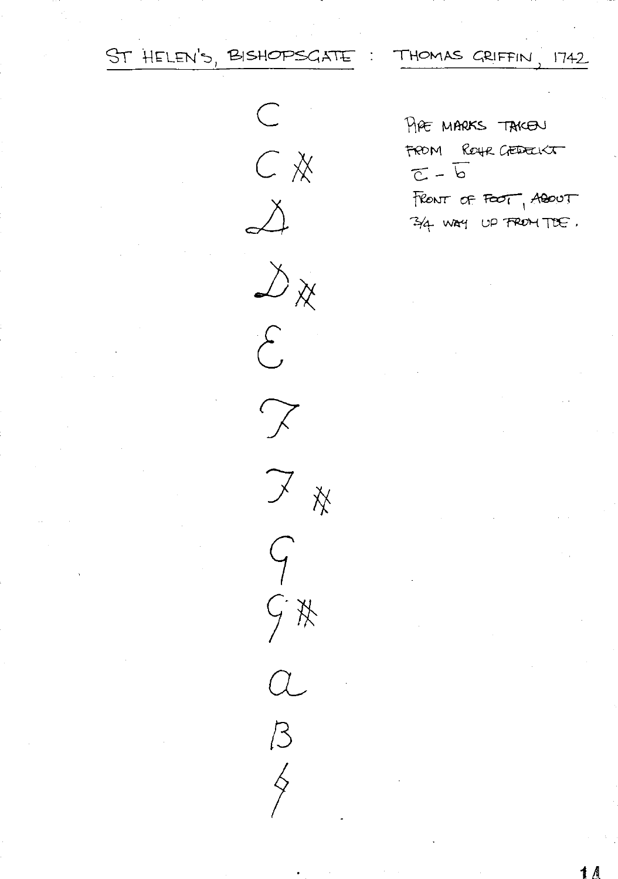# ST HELEN'S, BISHOPSGATE : THOMAS GRIFFIN, 1742

C

C ♯

D

D ♯

E

F

F ♯

G

G ♯

a

B

b

PIPE MARKS TAKEN FROM ROHR GEDECKT $\overline{c}$ – $\overline{b}$

FRONT OF FOOT, ABOUT 3/4 WAY UP FROM TOE.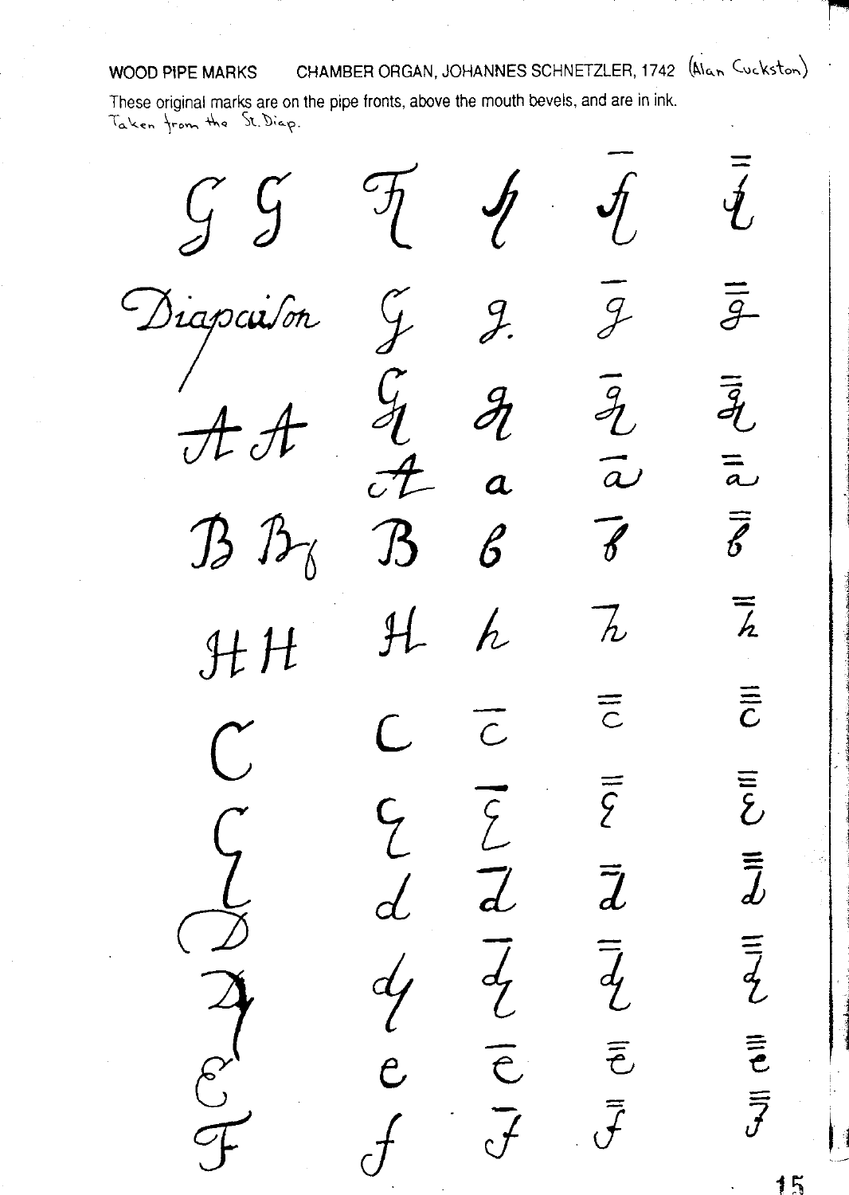WOOD PIPE MARKS CHAMBER ORGAN, JOHANNES SCHNETZLER, 1742 (Alan Cuckston)

These original marks are on the pipe fronts, above the mouth bevels, and are in ink.
Taken from the St. Diap.

Diapaſon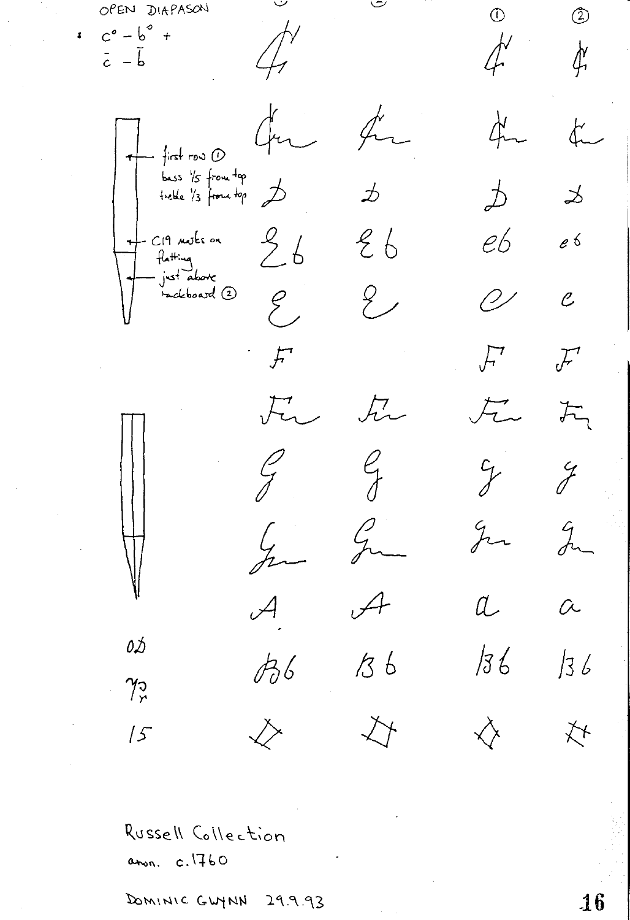OPEN DIAPASON

$c^{o} - b^{o}$ +
$\bar{c} - \bar{b}$

first row ① bass 1/5 from top, treble 1/3 from top

C19 marks on flatting

just above rackboard ②

OD

$7\frac{1}{2}$

15

Russell Collection

anon. c.1760

DOMINIC GWYNN 29.9.93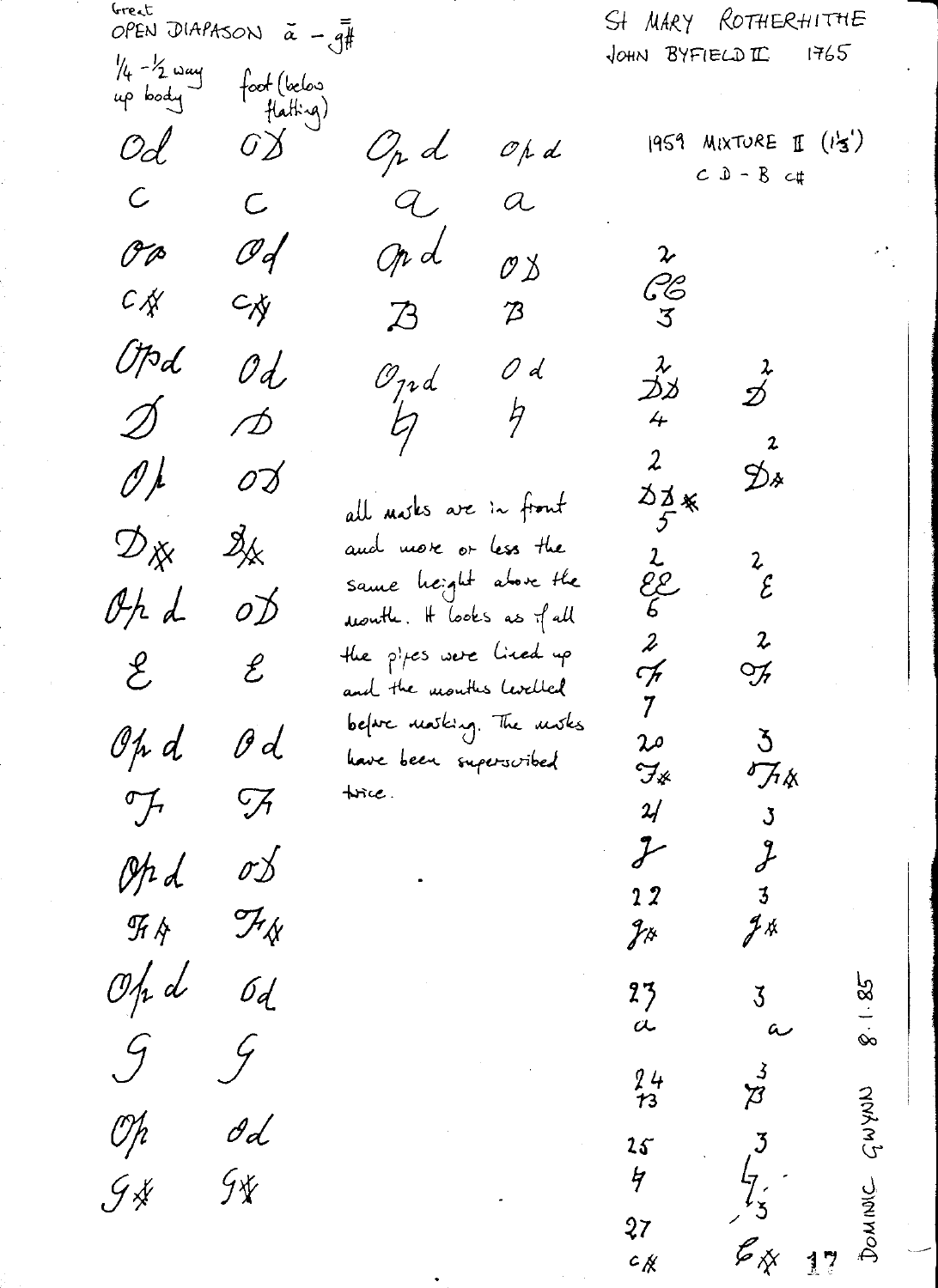Great
OPEN DIAPASON a – g#

ST MARY ROTHERHITHE
JOHN BYFIELD II 1765

| 1/4 - 1/2 way up body | foot (below flatting) | | |
|---|---|---|---|
| Od | OD | Op d | Op d |
| C | C | a | a |
| Op | Od | Op d | OD |
| C# | C# | B | B |
| Opd | Od | Opd | O d |
| D | D | h | h |
| Op | OD | | |
| D# | D# | | |
| Op d | OD | | |
| E | E | | |
| Op d | Od | | |
| F | F | | |
| Op d | OD | | |
| F# | F# | | |
| Op d | Od | | |
| G | G | | |
| Op | Od | | |
| G# | G# | | |

all marks are in front and more or less the same height above the mouth. It looks as if all the pipes were lined up and the mouths levelled before marking. The marks have been superscribed twice.

1959 MIXTURE II (1⅓')
C D - B c#

| | |
|---|---|
| 2 CC 3 | |
| 2 DD 4 | 2 D |
| 2 DD# 5 | 2 D# |
| 2 EE 6 | 2 E |
| 2 F 7 | 2 F |
| 20 F# | 3 F# |
| 21 g | 3 g |
| 22 g# | 3 g# |
| 23 a | 3 a |
| 24 13 B | 3 B |
| 25 h | 3 h 3 |
| 27 c# | c# |

DOMINIC GWYNN 8.1.85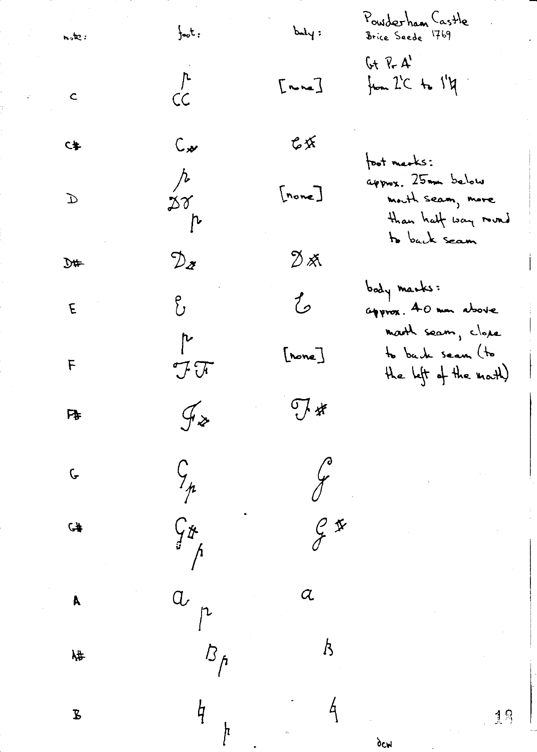Powderham Castle
Brice Seede 1769

Gt Pr A'
from 2'C to 1'♮

foot marks:
approx. 25mm below mouth seam, more than half way round to back seam

body marks:
approx. 40 mm above mouth seam, close to back seam (to the left of the mouth)

| note: | foot: | body: |
|---|---|---|
| C | p CC | [none] |
| C# | C♯ | C♯ |
| D | p D♮ p | [none] |
| D# | D♯ | D♯ |
| E | E | E |
| F | p F F | [none] |
| F# | F♯ | F♯ |
| G | G p | G |
| G# | G♯ p | G♯ |
| A | a p | a |
| A# | B p | b |
| B | ♮ p | ♮ |

dcw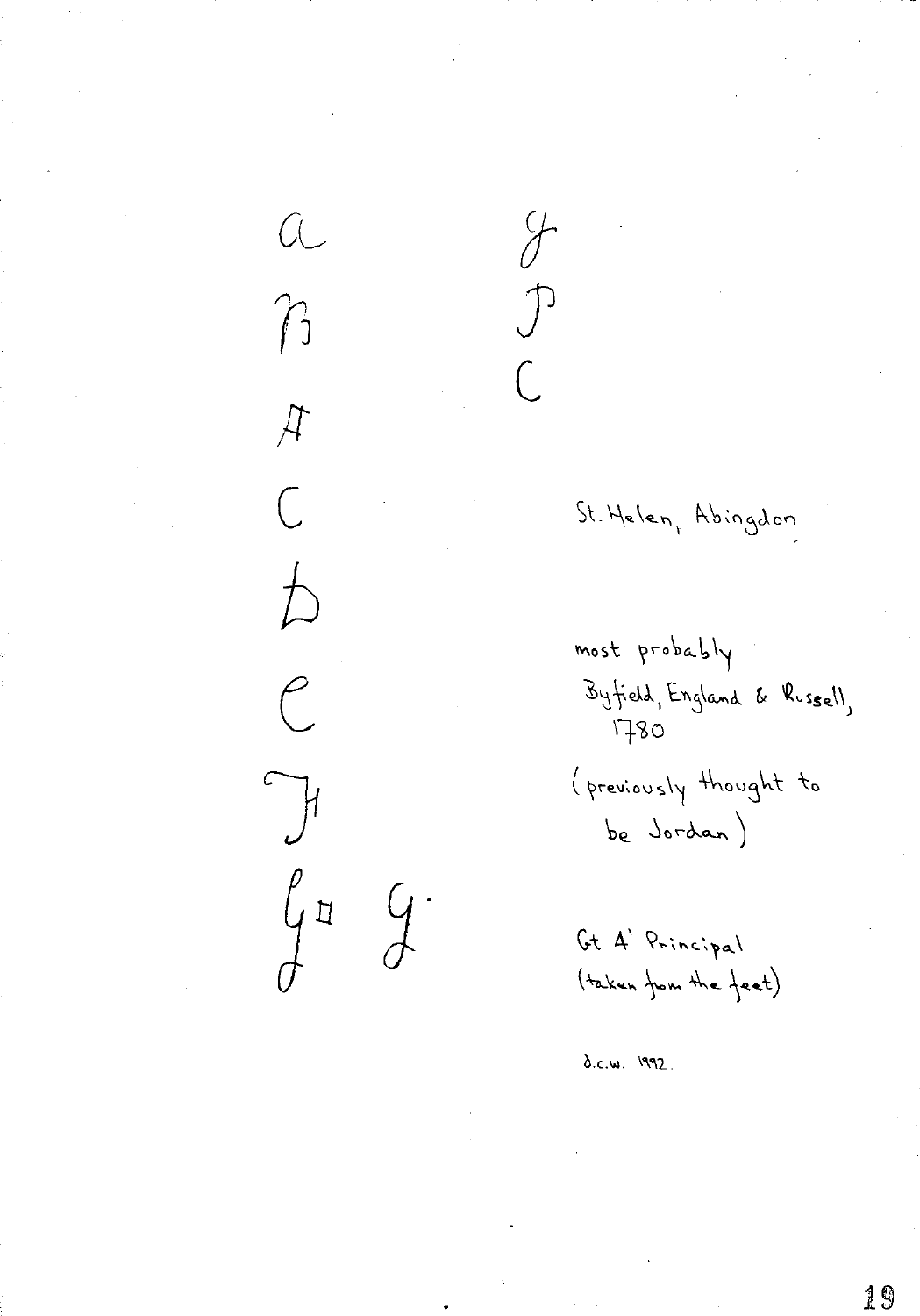a g
B P
A# C
C
D
E
F#
G# G.

St. Helen, Abingdon

most probably
Byfield, England & Russell, 1780
(previously thought to be Jordan)

Gt 4' Principal
(taken from the feet)

d.c.w. 1992.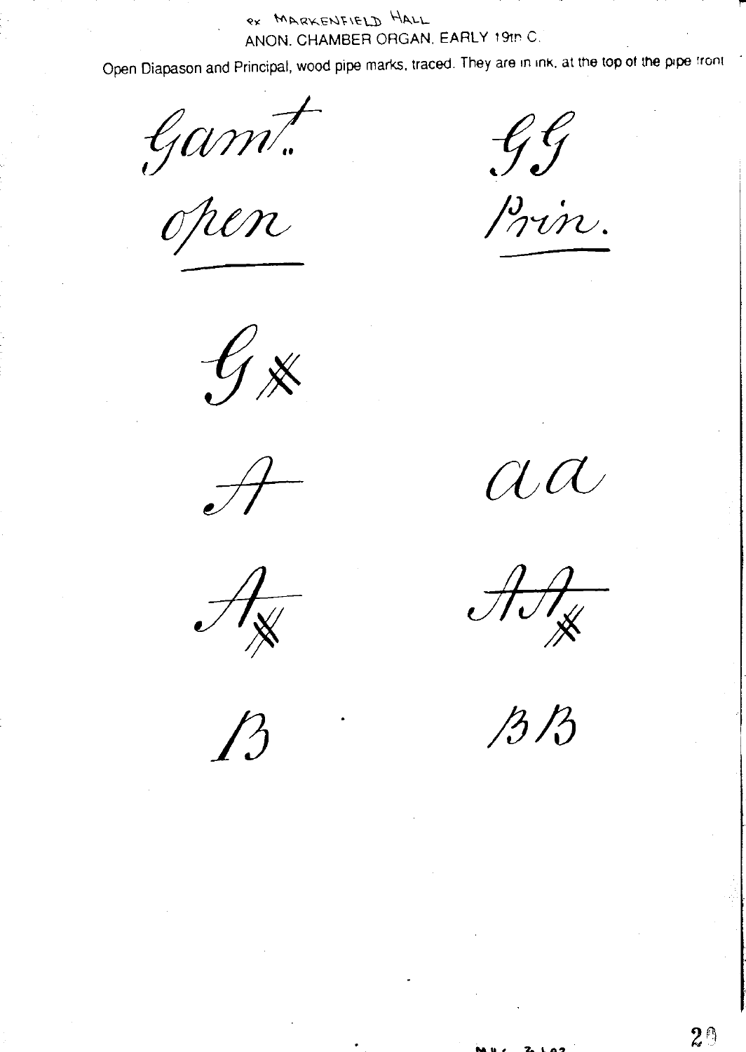ex MARKENFIELD HALL

ANON. CHAMBER ORGAN. EARLY 19th C.

Open Diapason and Principal, wood pipe marks, traced. They are in ink, at the top of the pipe front

| | |
|---|---|
| Gamt. open | GG Prin. |
| G# | |
| A | aa |
| A# | AA# |
| B | BB |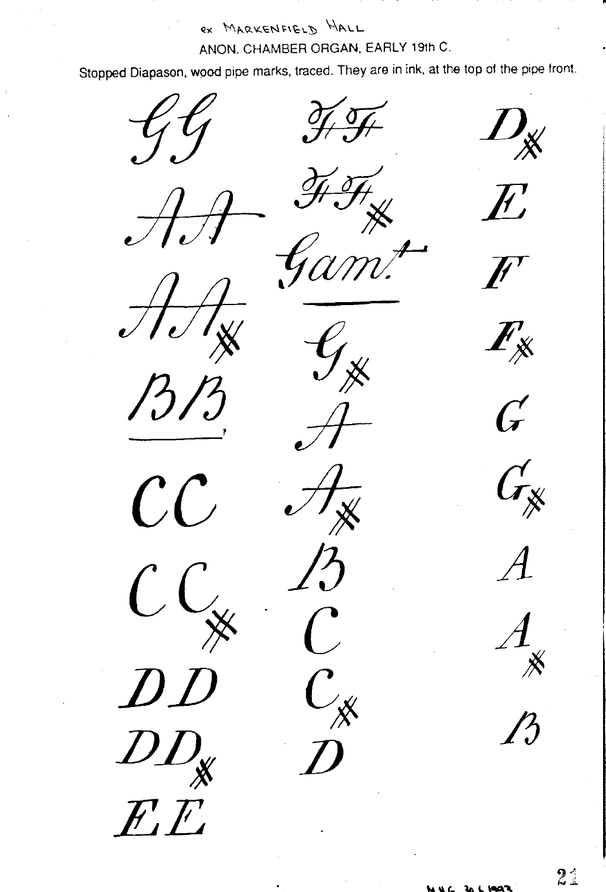ex MARKENFIELD HALL

ANON. CHAMBER ORGAN, EARLY 19th C.

Stopped Diapason, wood pipe marks, traced. They are in ink, at the top of the pipe front.

GG
AA
AA#
BB

CC
CC#
DD
DD#
EE
FF
FF#
Gam^t

G#
A
A#
B
C
C#
D
D#
E
F
F#
G
G#
A
A#
B

M.H.C. 30.6.1993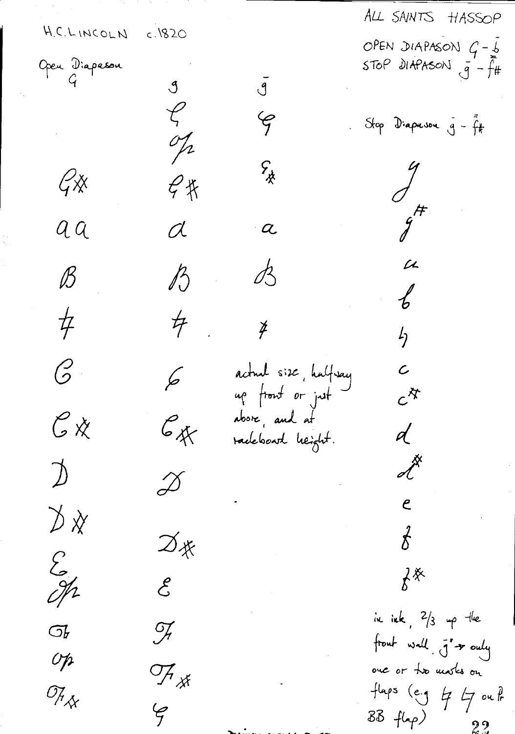H.C. LINCOLN c.1820

ALL SAINTS HASSOP

OPEN DIAPASON G – b̄
STOP DIAPASON ḡ – f̿#

| Open Diapason | | | Stop Diapason ḡ – f̿# |
|---|---|---|---|
| G | g | ḡ | |
| | G | G | |
| | F# | | |
| G# | G# | G# | g |
| aa | a | a | g# |
| B | B | B | a |
| | | | b |
| ♮ | ♮ | ♮ | ♮ |
| C | C | actual size, halfway up front or just above, and at rackboard height. | c |
| | | | c# |
| C# | C# | | d |
| D | D | | d# |
| D# | | | e |
| | D# | | f |
| E | E | | f# |
| F | | | |
| F | F | | |
| F | F# | | |
| F# | G | | |

in ink, 2/3 up the front wall. ḡ' → only one or two marks on flaps (e.g ♮ ♮ on the BB flap)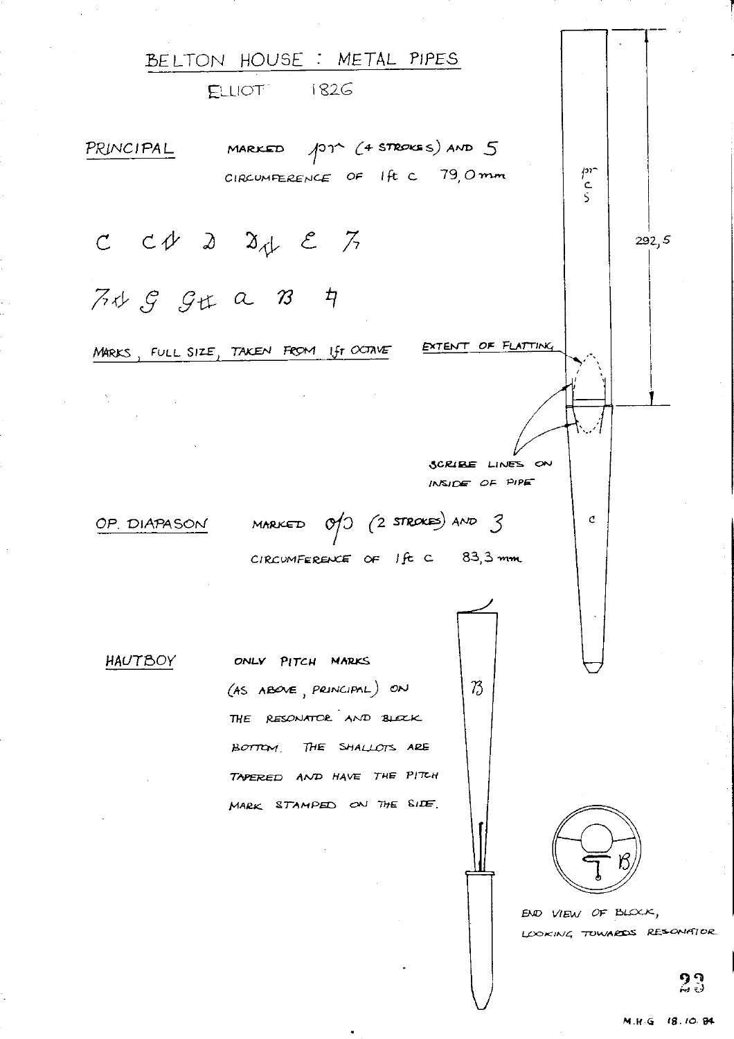# BELTON HOUSE : METAL PIPES

ELLIOT 1826

**PRINCIPAL** MARKED ⁄pr (4 STROKES) AND 5

CIRCUMFERENCE OF 1ft C 79,0 mm

C C♯ D D♯ E F

F♯ G G♯ a B H

MARKS, FULL SIZE, TAKEN FROM 1ft OCTAVE

EXTENT OF FLATTING

292,5

SCRIBE LINES ON INSIDE OF PIPE

**OP. DIAPASON** MARKED O/D (2 STROKES) AND 3

CIRCUMFERENCE OF 1ft C 83,3 mm

**HAUTBOY** ONLY PITCH MARKS (AS ABOVE, PRINCIPAL) ON THE RESONATOR AND BLOCK BOTTOM. THE SHALLOTS ARE TAPERED AND HAVE THE PITCH MARK STAMPED ON THE SIDE.

END VIEW OF BLOCK, LOOKING TOWARDS RESONATOR

M.H.G 18.10.84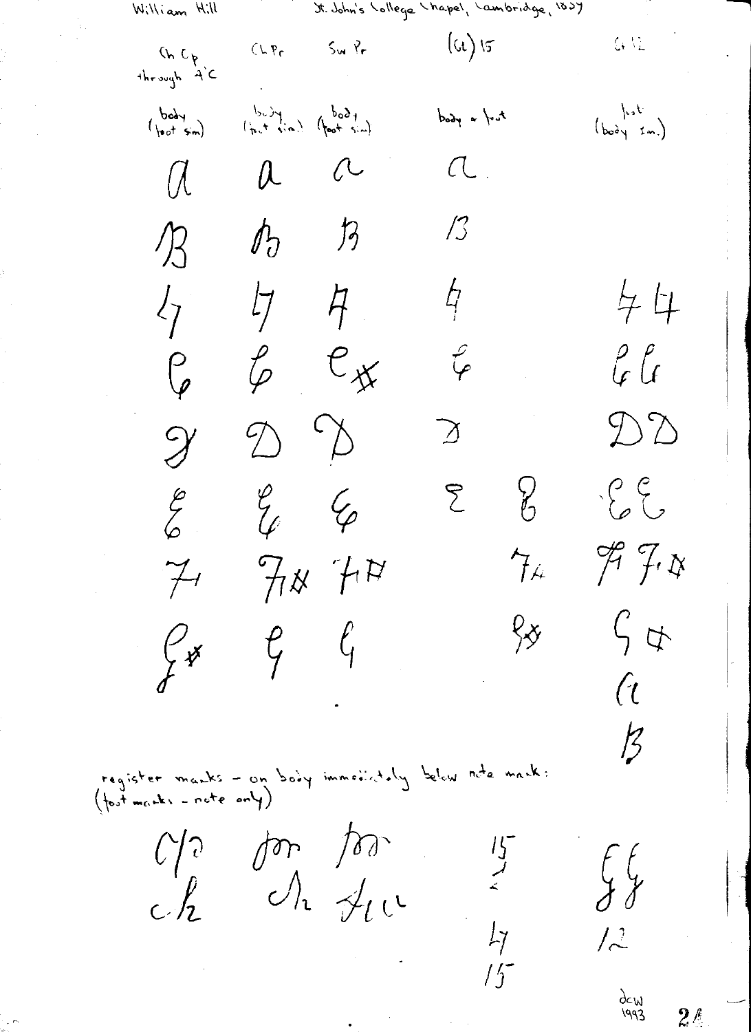William Hill — St. John's College Chapel, Cambridge, 1839

| Ch Cp through 4'C | Ch Pr | Sw Pr | (Gt) 15 | | Gt 12 |
|---|---|---|---|---|---|
| body (foot sim) | body (foot sim) | body (foot sim) | body & foot | | foot (body sim.) |
| a | a | a | a | | |
| B | B | B | B | | |
| C | C | C | C | | C C |
| C# | C# | C# | C# | | C# C# |
| D | D | D | D | | D D |
| E | E | E | E | E | E E |
| F | F# | F# | | F# | F# F# |
| G# | G | G | | G# | G G# |
| | | | | | a |
| | | | | | B |

register marks – on body immediately below note mark:
(foot marks – note only)

| | | | | |
|---|---|---|---|---|
| Ch Cp | Ch Pr | Sw Pr | 15 | G G |
| Ch | Ch | Sw | 15 | 12 |

dcw 1993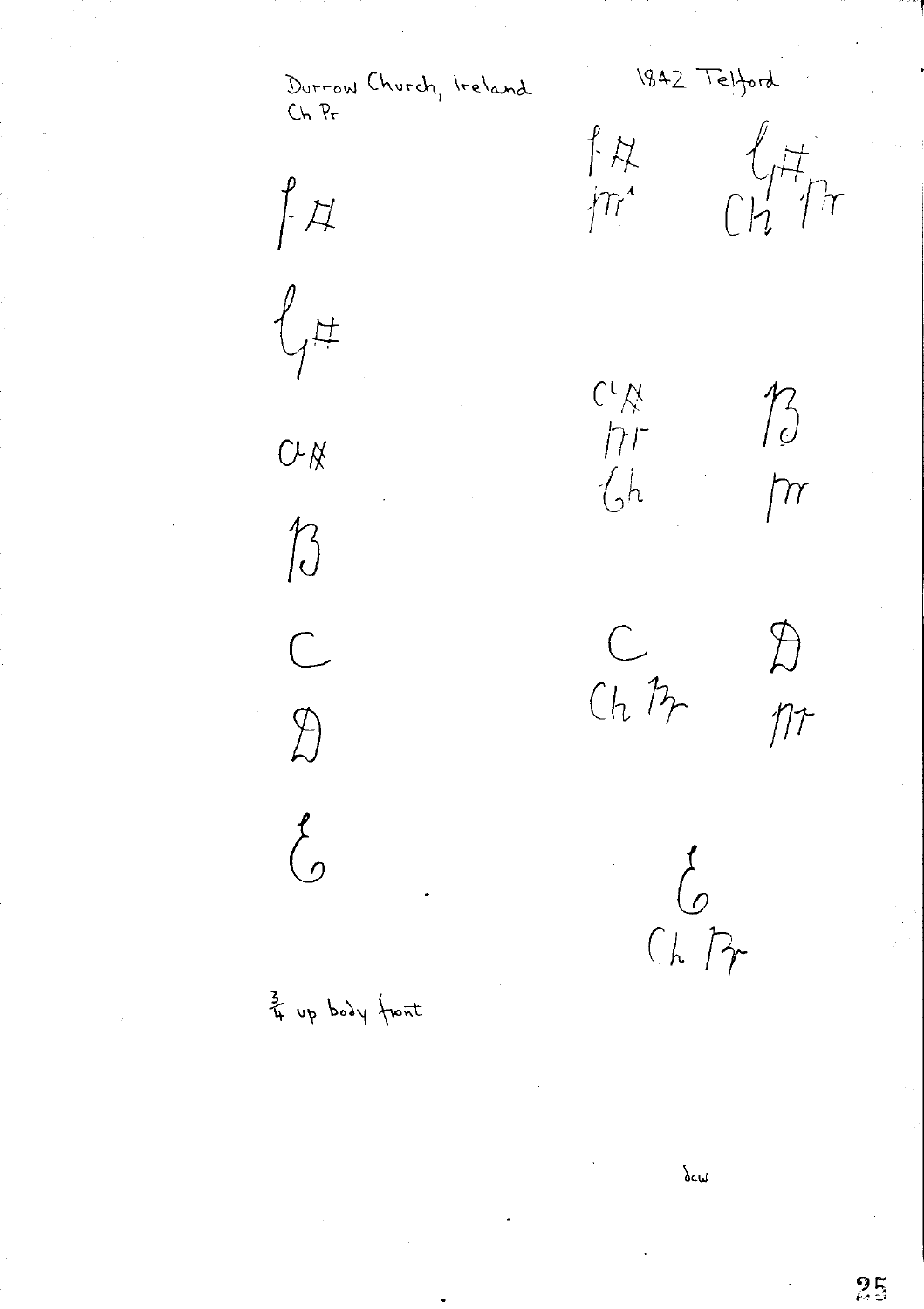Durrow Church, Ireland
Ch Pr

1842 Telford

f #
g #
a #
B
C
D
E

f # m
g # Ch Pr

c # m Gh
B m

C Ch Pr
D m

E Ch Pr

¾ up body front

dcw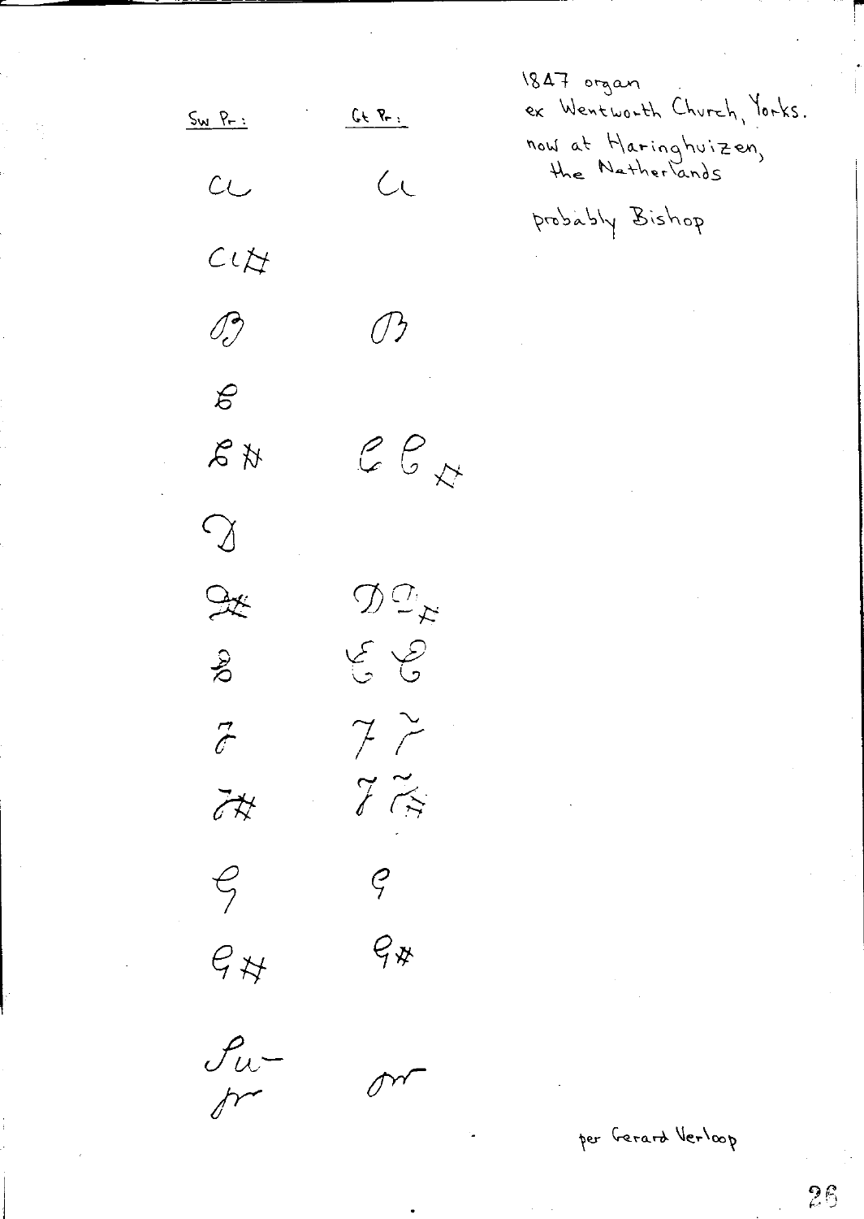| Sw Pr: | Gt Pr: |
|---|---|
| C | C |
| C# | |
| B | B |
| c | |
| c# | c c# |
| D | |
| D# | D D# |
| E | E E |
| F | F F |
| F# | F F# |
| G | G |
| G# | G# |
| Su- | |
| pr | or |

1847 organ
ex Wentworth Church, Yorks.
now at Haringhuizen, the Netherlands

probably Bishop

per Gerard Verloop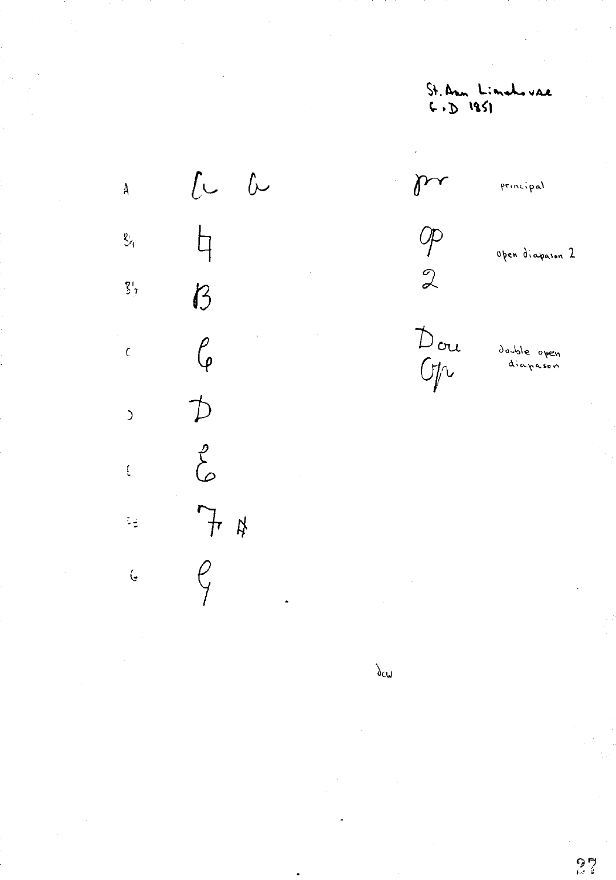St. Ann Limehouse
G+D 1851

| Note | Form |
|---|---|
| A | a a |
| B♭ | ꟷ |
| B♮ | B |
| C | C |
| D | D |
| E | E |
| F♯ | F ♯ |
| G | G |

| Abbreviation | Stop |
|---|---|
| pr | principal |
| op 2 | open diapason 2 |
| Dou Op | double open diapason |

dcw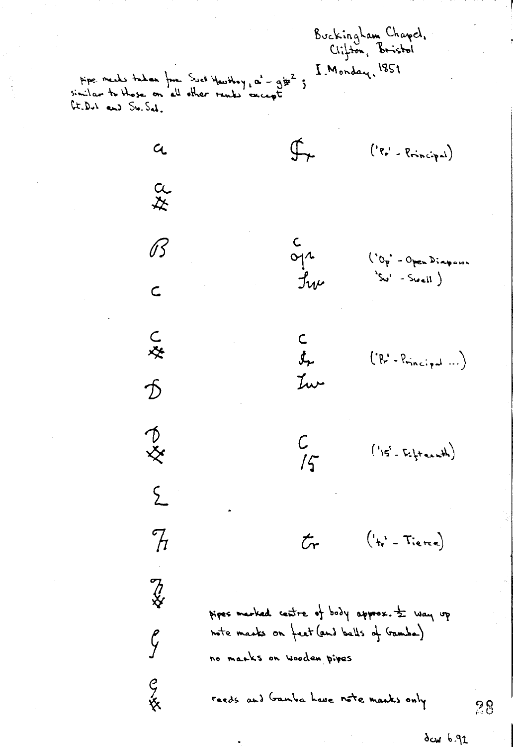Buckingham Chapel,
Clifton, Bristol

I. Monday, 1851

pipe marks taken from Swell Hautboy, a' – g#[2]; similar to those on all other ranks except Gt. Dul and Sw. Sal.

| Note mark | Rank mark | Note |
|---|---|---|
| a | Pr | ('Pr' – Principal) |
| a # | | |
| B | c Op Sw | ('Op' – Open Diapason 'Sw' – Swell) |
| c | | |
| c # | c Pr Sw | ('Pr' – Principal ...) |
| D | | |
| D # | c 15 | ('15' – Fifteenth) |
| E | | |
| F | tr | ('tr' – Tierce) |
| F # | | |
| G | | |
| G # | | |

pipes marked centre of body approx. ½ way up

note marks on feet (and balls of Gamba)

no marks on wooden pipes

reeds and Gamba have note marks only

dcw 6.92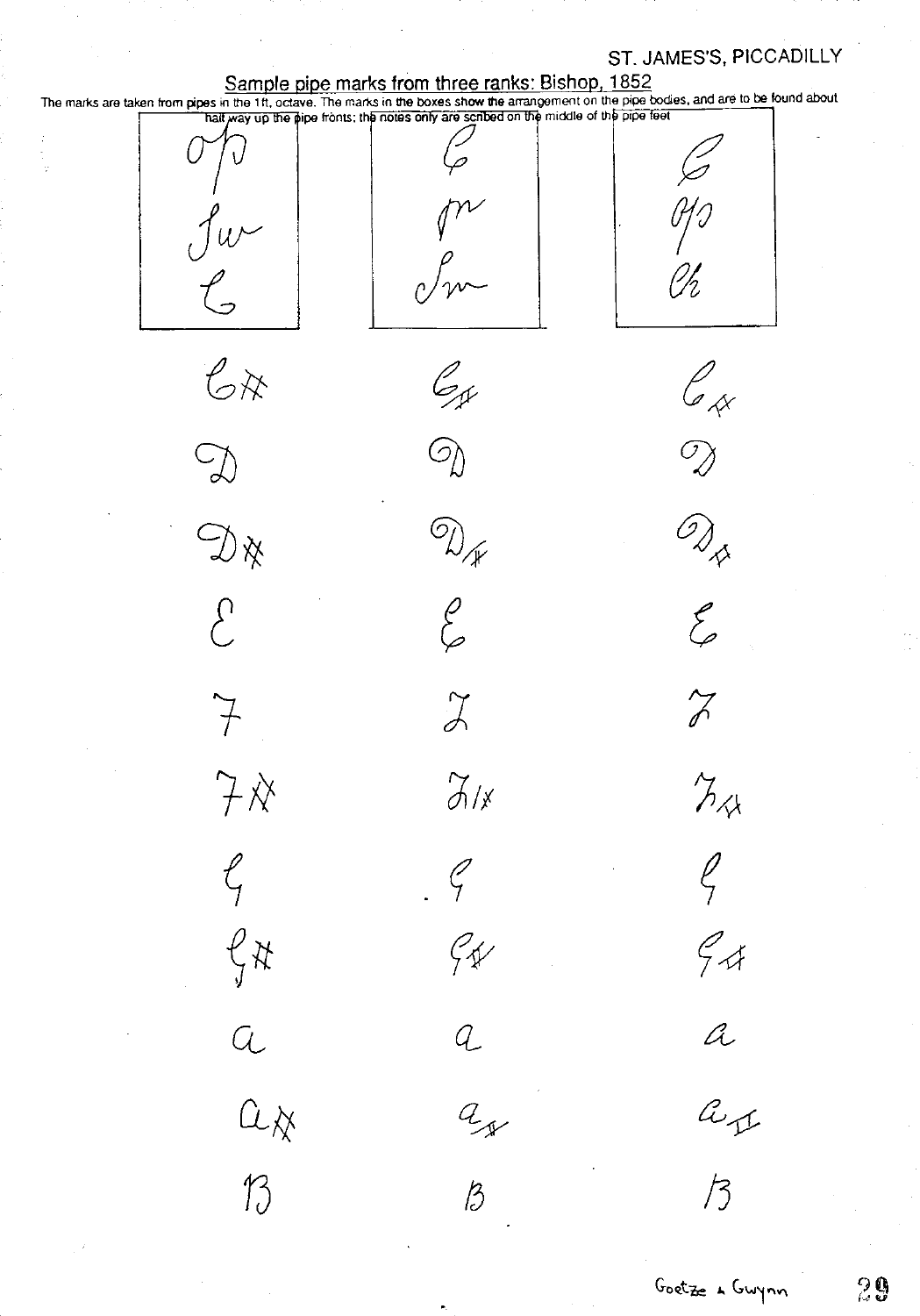ST. JAMES'S, PICCADILLY

## Sample pipe marks from three ranks: Bishop, 1852

The marks are taken from pipes in the 1ft. octave. The marks in the boxes show the arrangement on the pipe bodies, and are to be found about half way up the pipe fronts; the notes only are scribed on the middle of the pipe feet

| | | |
|---|---|---|
| Op<br>Sw<br>C | C<br>Pr<br>Sw | C<br>Op<br>Ch |
| C# | C# | C# |
| D | D | D |
| D# | D# | D# |
| E | E | E |
| F | F | F |
| F# | F# | F# |
| G | G | G |
| G# | G# | G# |
| a | a | a |
| a# | a# | a# |
| B | B | B |

Goetze & Gwynn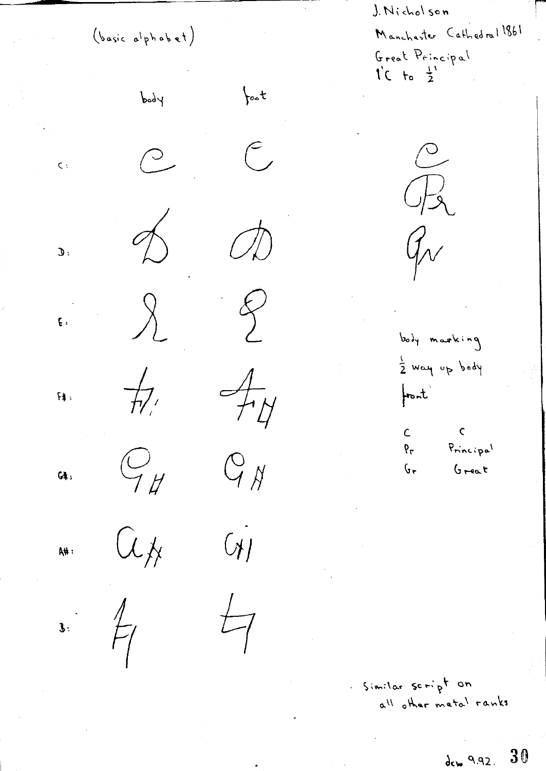J. Nicholson

Manchester Cathedral 1861

Great Principal

1'C to ½'

(basic alphabet)

| | body | foot |
|---|---|---|
| C: | | |
| D: | | |
| E: | | |
| F#: | | |
| G#: | | |
| A#: | | |
| B: | | |

body marking ½ way up body front

| | |
|---|---|
| C | C |
| Pr | Principal |
| Gr | Great |

Similar script on all other metal ranks

dcw 9.92.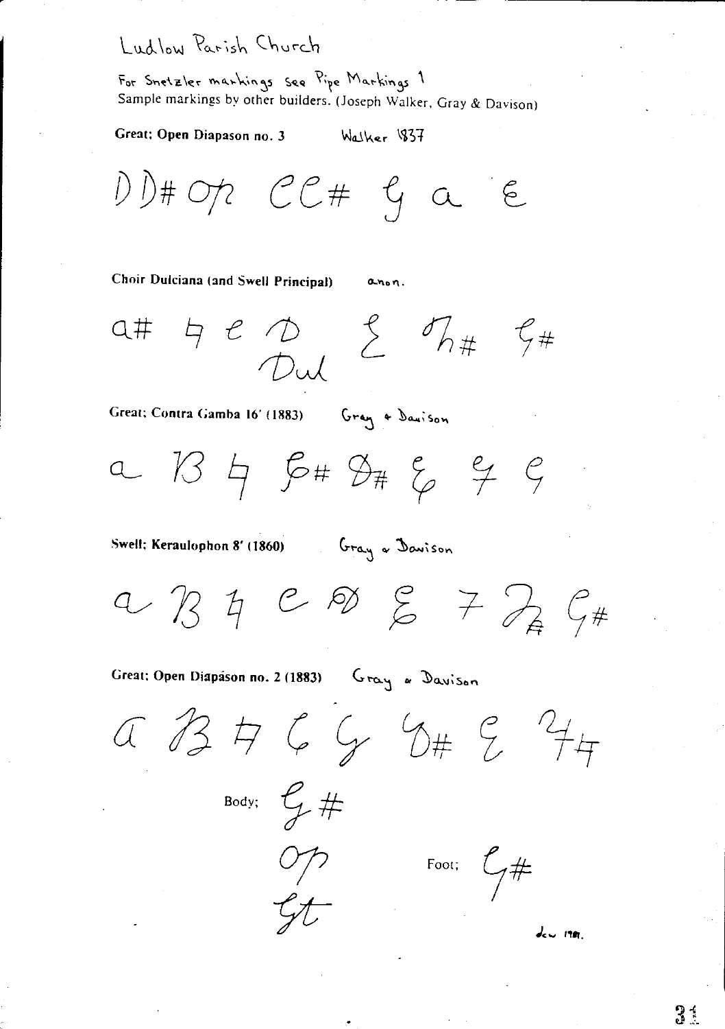# Ludlow Parish Church

For Snetzler markings see Pipe Markings 1

Sample markings by other builders. (Joseph Walker, Gray & Davison)

**Great: Open Diapason no. 3** Walker 1837

D D# Op CC# G a E

**Choir Dulciana (and Swell Principal)** anon.

a# b e D Dul E D# G#

**Great; Contra Gamba 16' (1883)** Gray & Davison

a B b F# D# E G G

**Swell; Keraulophon 8' (1860)** Gray & Davison

a B b C D E 7 D# G#

**Great: Open Diapason no. 2 (1883)** Gray & Davison

a B b C G D# E 7b

Body; G# Op Gt

Foot; G#

dcw 1981.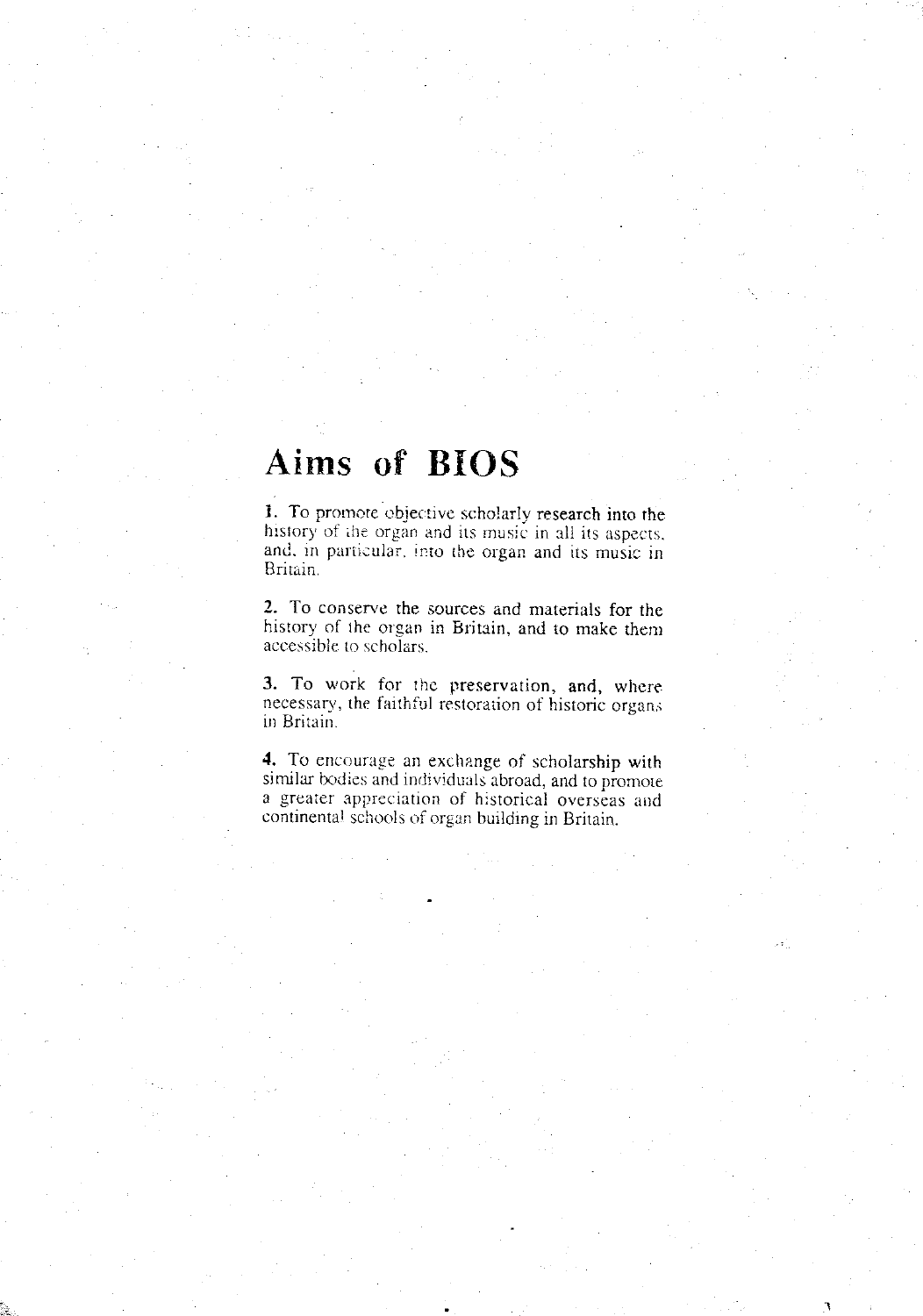# Aims of BIOS

**1.** To promote objective scholarly research into the history of the organ and its music in all its aspects, and, in particular, into the organ and its music in Britain.

**2.** To conserve the sources and materials for the history of the organ in Britain, and to make them accessible to scholars.

**3.** To work for the preservation, and, where necessary, the faithful restoration of historic organs in Britain.

**4.** To encourage an exchange of scholarship with similar bodies and individuals abroad, and to promote a greater appreciation of historical overseas and continental schools of organ building in Britain.